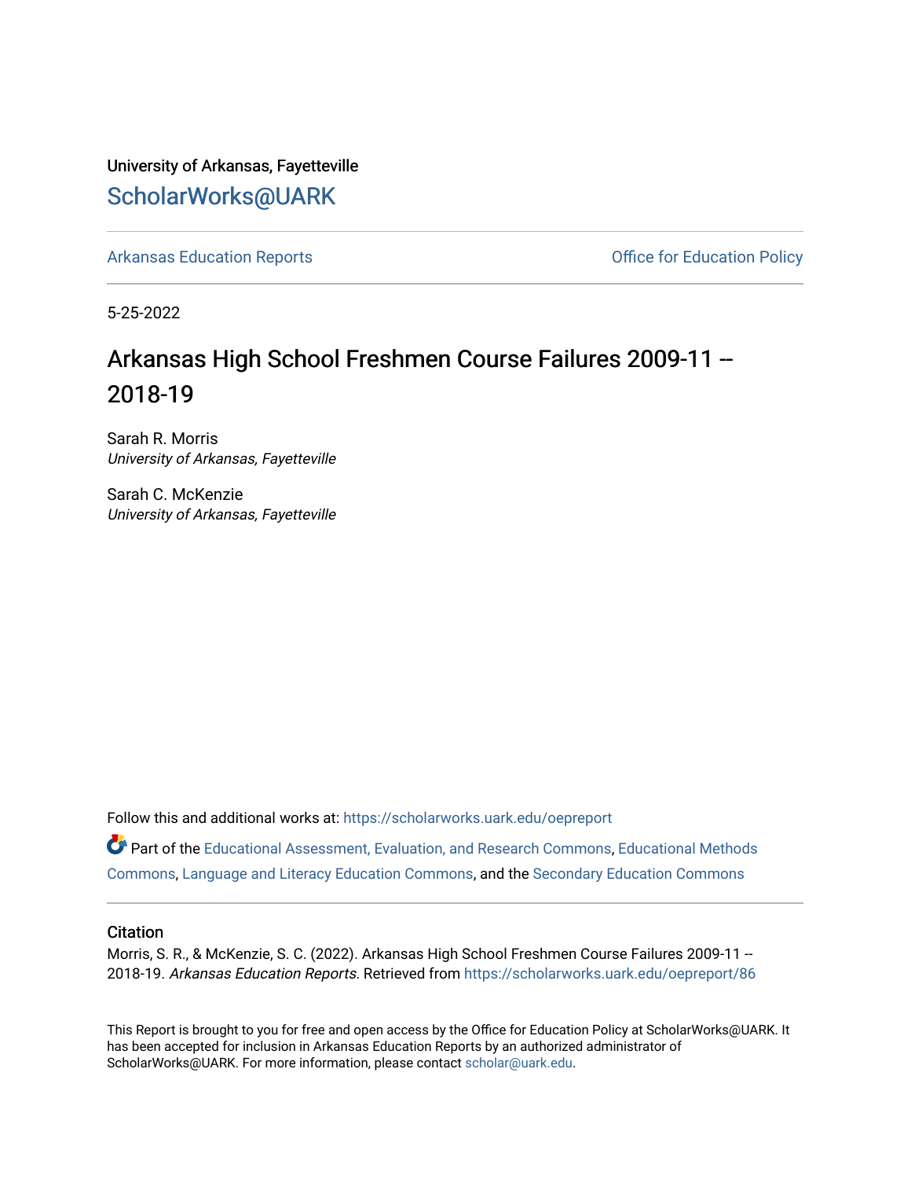University of Arkansas, Fayetteville

ScholarWorks@UARK

Arkansas Education Reports

Office for Education Policy

5-25-2022

# Arkansas High School Freshmen Course Failures 2009-11 -- 2018-19

Sarah R. Morris
*University of Arkansas, Fayetteville*

Sarah C. McKenzie
*University of Arkansas, Fayetteville*

Follow this and additional works at: https://scholarworks.uark.edu/oepreport

Part of the Educational Assessment, Evaluation, and Research Commons, Educational Methods Commons, Language and Literacy Education Commons, and the Secondary Education Commons

## Citation

Morris, S. R., & McKenzie, S. C. (2022). Arkansas High School Freshmen Course Failures 2009-11 -- 2018-19. *Arkansas Education Reports.* Retrieved from https://scholarworks.uark.edu/oepreport/86

This Report is brought to you for free and open access by the Office for Education Policy at ScholarWorks@UARK. It has been accepted for inclusion in Arkansas Education Reports by an authorized administrator of ScholarWorks@UARK. For more information, please contact scholar@uark.edu.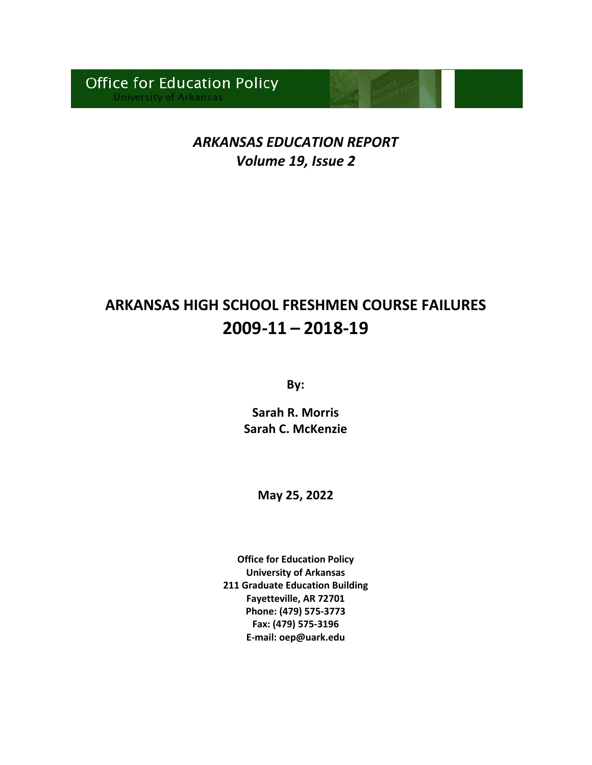Office for Education Policy
University of Arkansas

*ARKANSAS EDUCATION REPORT*
*Volume 19, Issue 2*

# ARKANSAS HIGH SCHOOL FRESHMEN COURSE FAILURES
# 2009-11 – 2018-19

**By:**

**Sarah R. Morris**
**Sarah C. McKenzie**

**May 25, 2022**

**Office for Education Policy**
**University of Arkansas**
**211 Graduate Education Building**
**Fayetteville, AR 72701**
**Phone: (479) 575-3773**
**Fax: (479) 575-3196**
**E-mail: oep@uark.edu**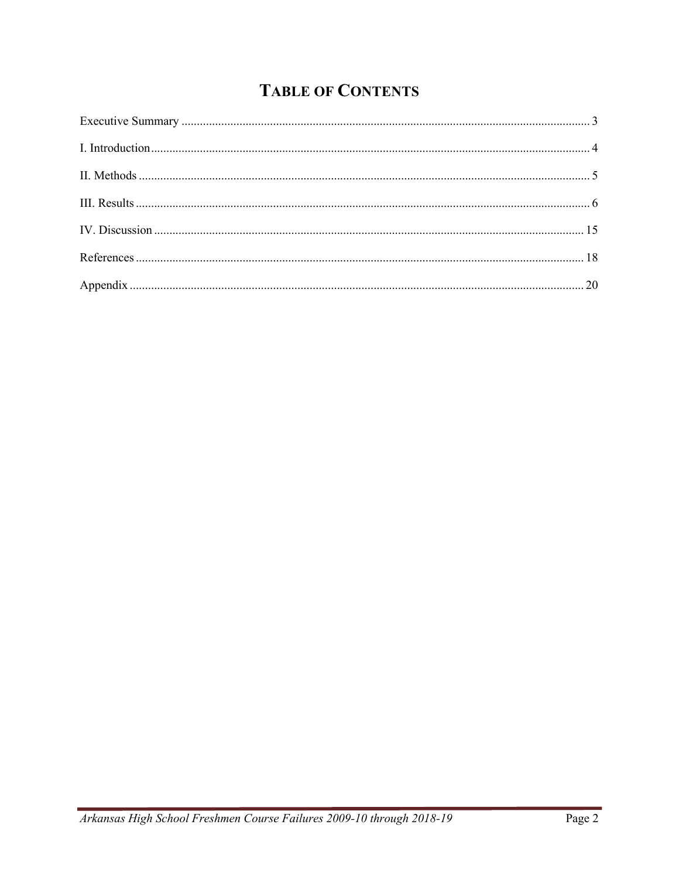# Table of Contents

Executive Summary ..................................................... 3

I. Introduction ..................................................... 4

II. Methods ..................................................... 5

III. Results ..................................................... 6

IV. Discussion ..................................................... 15

References ..................................................... 18

Appendix ..................................................... 20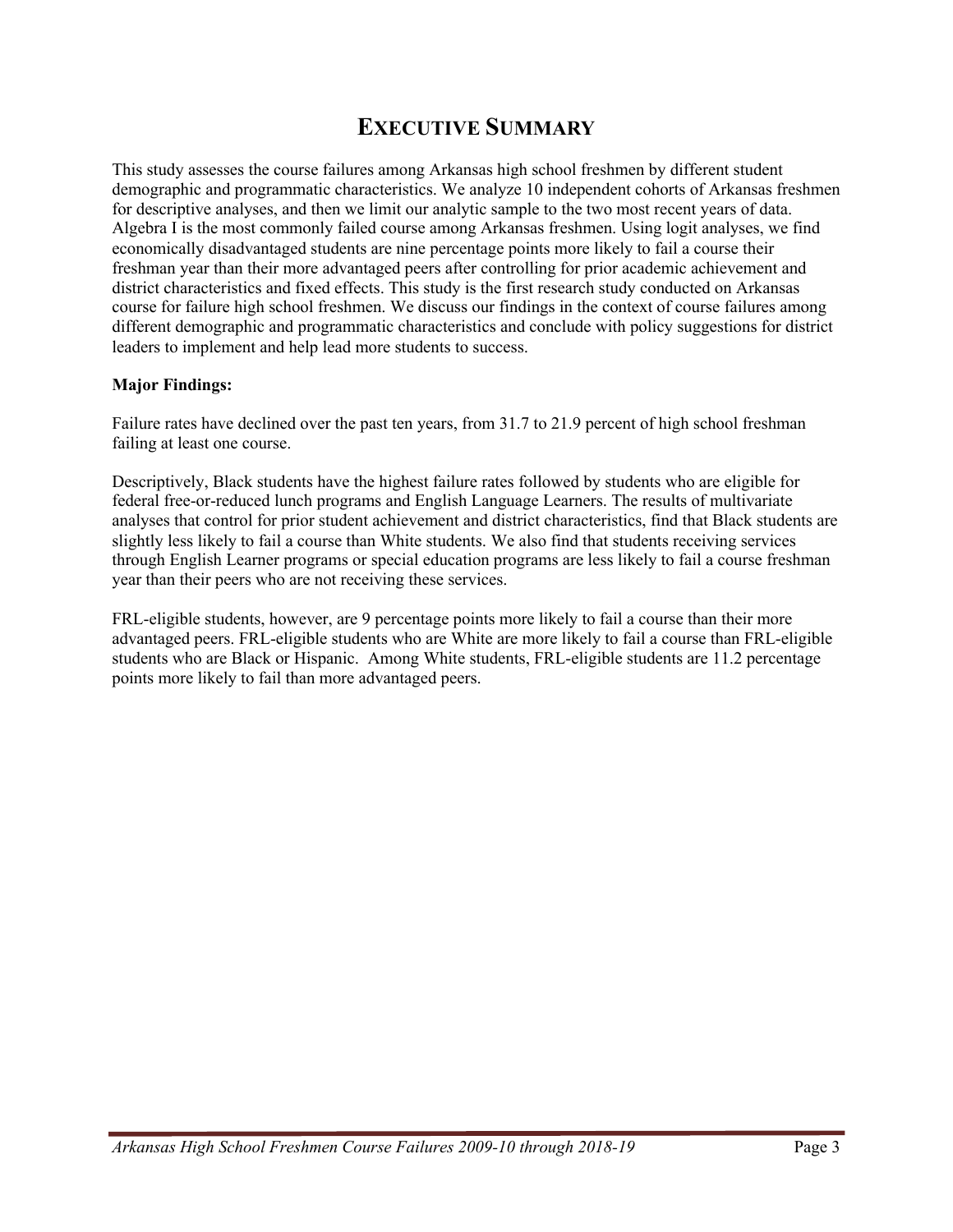# EXECUTIVE SUMMARY

This study assesses the course failures among Arkansas high school freshmen by different student demographic and programmatic characteristics. We analyze 10 independent cohorts of Arkansas freshmen for descriptive analyses, and then we limit our analytic sample to the two most recent years of data. Algebra I is the most commonly failed course among Arkansas freshmen. Using logit analyses, we find economically disadvantaged students are nine percentage points more likely to fail a course their freshman year than their more advantaged peers after controlling for prior academic achievement and district characteristics and fixed effects. This study is the first research study conducted on Arkansas course for failure high school freshmen. We discuss our findings in the context of course failures among different demographic and programmatic characteristics and conclude with policy suggestions for district leaders to implement and help lead more students to success.

**Major Findings:**

Failure rates have declined over the past ten years, from 31.7 to 21.9 percent of high school freshman failing at least one course.

Descriptively, Black students have the highest failure rates followed by students who are eligible for federal free-or-reduced lunch programs and English Language Learners. The results of multivariate analyses that control for prior student achievement and district characteristics, find that Black students are slightly less likely to fail a course than White students. We also find that students receiving services through English Learner programs or special education programs are less likely to fail a course freshman year than their peers who are not receiving these services.

FRL-eligible students, however, are 9 percentage points more likely to fail a course than their more advantaged peers. FRL-eligible students who are White are more likely to fail a course than FRL-eligible students who are Black or Hispanic. Among White students, FRL-eligible students are 11.2 percentage points more likely to fail than more advantaged peers.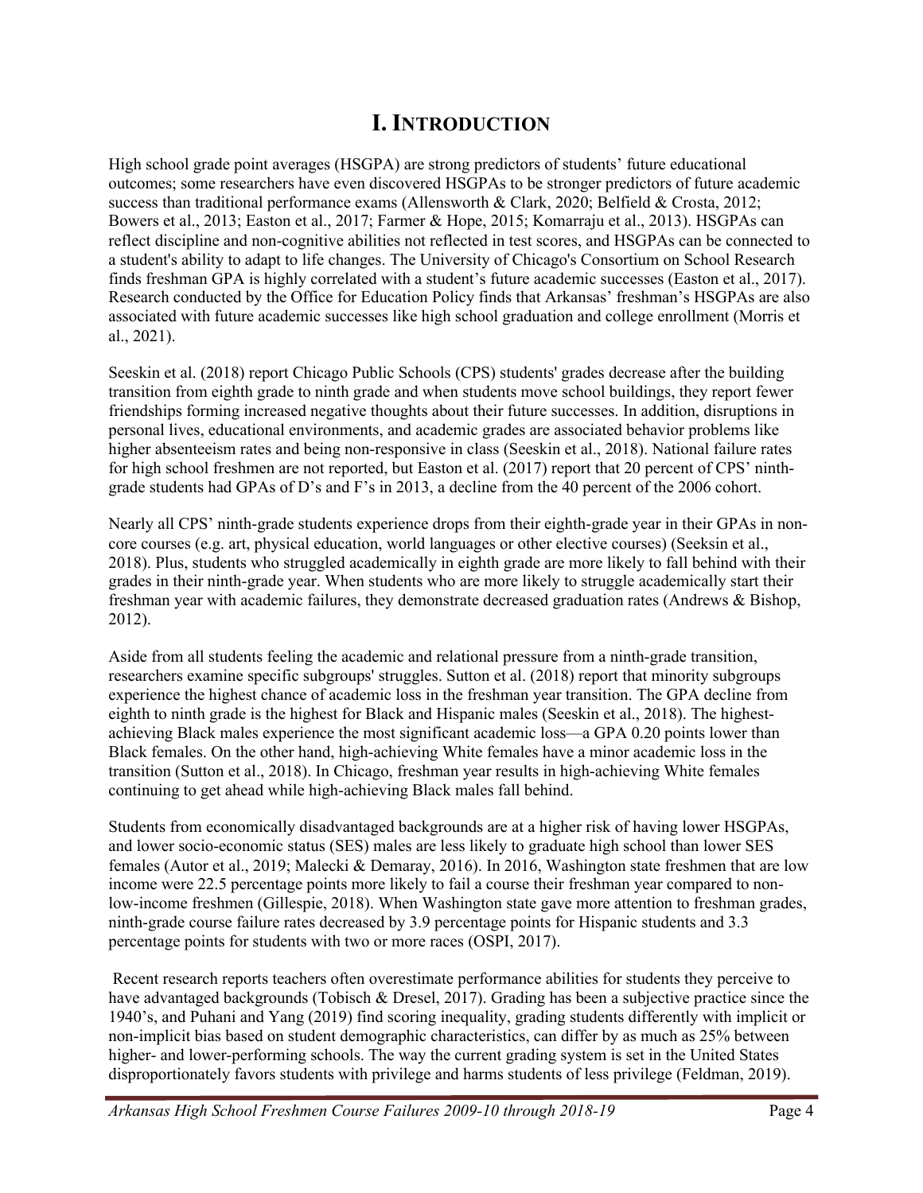# I. Introduction

High school grade point averages (HSGPA) are strong predictors of students' future educational outcomes; some researchers have even discovered HSGPAs to be stronger predictors of future academic success than traditional performance exams (Allensworth & Clark, 2020; Belfield & Crosta, 2012; Bowers et al., 2013; Easton et al., 2017; Farmer & Hope, 2015; Komarraju et al., 2013). HSGPAs can reflect discipline and non-cognitive abilities not reflected in test scores, and HSGPAs can be connected to a student's ability to adapt to life changes. The University of Chicago's Consortium on School Research finds freshman GPA is highly correlated with a student's future academic successes (Easton et al., 2017). Research conducted by the Office for Education Policy finds that Arkansas' freshman's HSGPAs are also associated with future academic successes like high school graduation and college enrollment (Morris et al., 2021).

Seeskin et al. (2018) report Chicago Public Schools (CPS) students' grades decrease after the building transition from eighth grade to ninth grade and when students move school buildings, they report fewer friendships forming increased negative thoughts about their future successes. In addition, disruptions in personal lives, educational environments, and academic grades are associated behavior problems like higher absenteeism rates and being non-responsive in class (Seeskin et al., 2018). National failure rates for high school freshmen are not reported, but Easton et al. (2017) report that 20 percent of CPS' ninth-grade students had GPAs of D's and F's in 2013, a decline from the 40 percent of the 2006 cohort.

Nearly all CPS' ninth-grade students experience drops from their eighth-grade year in their GPAs in non-core courses (e.g. art, physical education, world languages or other elective courses) (Seeksin et al., 2018). Plus, students who struggled academically in eighth grade are more likely to fall behind with their grades in their ninth-grade year. When students who are more likely to struggle academically start their freshman year with academic failures, they demonstrate decreased graduation rates (Andrews & Bishop, 2012).

Aside from all students feeling the academic and relational pressure from a ninth-grade transition, researchers examine specific subgroups' struggles. Sutton et al. (2018) report that minority subgroups experience the highest chance of academic loss in the freshman year transition. The GPA decline from eighth to ninth grade is the highest for Black and Hispanic males (Seeskin et al., 2018). The highest-achieving Black males experience the most significant academic loss—a GPA 0.20 points lower than Black females. On the other hand, high-achieving White females have a minor academic loss in the transition (Sutton et al., 2018). In Chicago, freshman year results in high-achieving White females continuing to get ahead while high-achieving Black males fall behind.

Students from economically disadvantaged backgrounds are at a higher risk of having lower HSGPAs, and lower socio-economic status (SES) males are less likely to graduate high school than lower SES females (Autor et al., 2019; Malecki & Demaray, 2016). In 2016, Washington state freshmen that are low income were 22.5 percentage points more likely to fail a course their freshman year compared to non-low-income freshmen (Gillespie, 2018). When Washington state gave more attention to freshman grades, ninth-grade course failure rates decreased by 3.9 percentage points for Hispanic students and 3.3 percentage points for students with two or more races (OSPI, 2017).

Recent research reports teachers often overestimate performance abilities for students they perceive to have advantaged backgrounds (Tobisch & Dresel, 2017). Grading has been a subjective practice since the 1940's, and Puhani and Yang (2019) find scoring inequality, grading students differently with implicit or non-implicit bias based on student demographic characteristics, can differ by as much as 25% between higher- and lower-performing schools. The way the current grading system is set in the United States disproportionately favors students with privilege and harms students of less privilege (Feldman, 2019).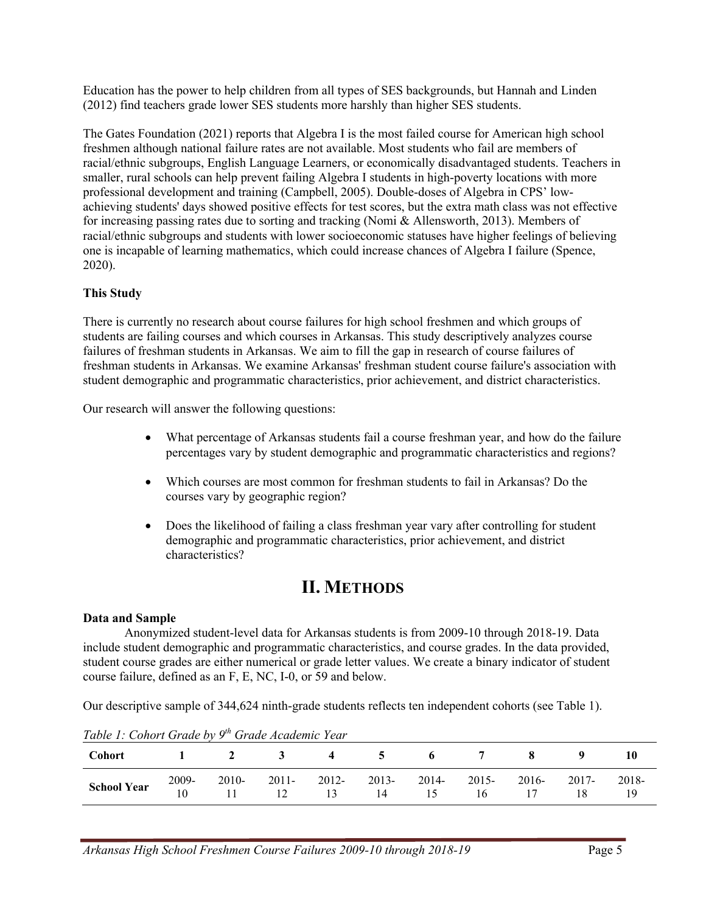Education has the power to help children from all types of SES backgrounds, but Hannah and Linden (2012) find teachers grade lower SES students more harshly than higher SES students.

The Gates Foundation (2021) reports that Algebra I is the most failed course for American high school freshmen although national failure rates are not available. Most students who fail are members of racial/ethnic subgroups, English Language Learners, or economically disadvantaged students. Teachers in smaller, rural schools can help prevent failing Algebra I students in high-poverty locations with more professional development and training (Campbell, 2005). Double-doses of Algebra in CPS' low-achieving students' days showed positive effects for test scores, but the extra math class was not effective for increasing passing rates due to sorting and tracking (Nomi & Allensworth, 2013). Members of racial/ethnic subgroups and students with lower socioeconomic statuses have higher feelings of believing one is incapable of learning mathematics, which could increase chances of Algebra I failure (Spence, 2020).

### This Study

There is currently no research about course failures for high school freshmen and which groups of students are failing courses and which courses in Arkansas. This study descriptively analyzes course failures of freshman students in Arkansas. We aim to fill the gap in research of course failures of freshman students in Arkansas. We examine Arkansas' freshman student course failure's association with student demographic and programmatic characteristics, prior achievement, and district characteristics.

Our research will answer the following questions:

- What percentage of Arkansas students fail a course freshman year, and how do the failure percentages vary by student demographic and programmatic characteristics and regions?
- Which courses are most common for freshman students to fail in Arkansas? Do the courses vary by geographic region?
- Does the likelihood of failing a class freshman year vary after controlling for student demographic and programmatic characteristics, prior achievement, and district characteristics?

## II. Methods

### Data and Sample

Anonymized student-level data for Arkansas students is from 2009-10 through 2018-19. Data include student demographic and programmatic characteristics, and course grades. In the data provided, student course grades are either numerical or grade letter values. We create a binary indicator of student course failure, defined as an F, E, NC, I-0, or 59 and below.

Our descriptive sample of 344,624 ninth-grade students reflects ten independent cohorts (see Table 1).

*Table 1: Cohort Grade by 9th Grade Academic Year*

| Cohort | 1 | 2 | 3 | 4 | 5 | 6 | 7 | 8 | 9 | 10 |
|---|---|---|---|---|---|---|---|---|---|---|
| School Year | 2009-10 | 2010-11 | 2011-12 | 2012-13 | 2013-14 | 2014-15 | 2015-16 | 2016-17 | 2017-18 | 2018-19 |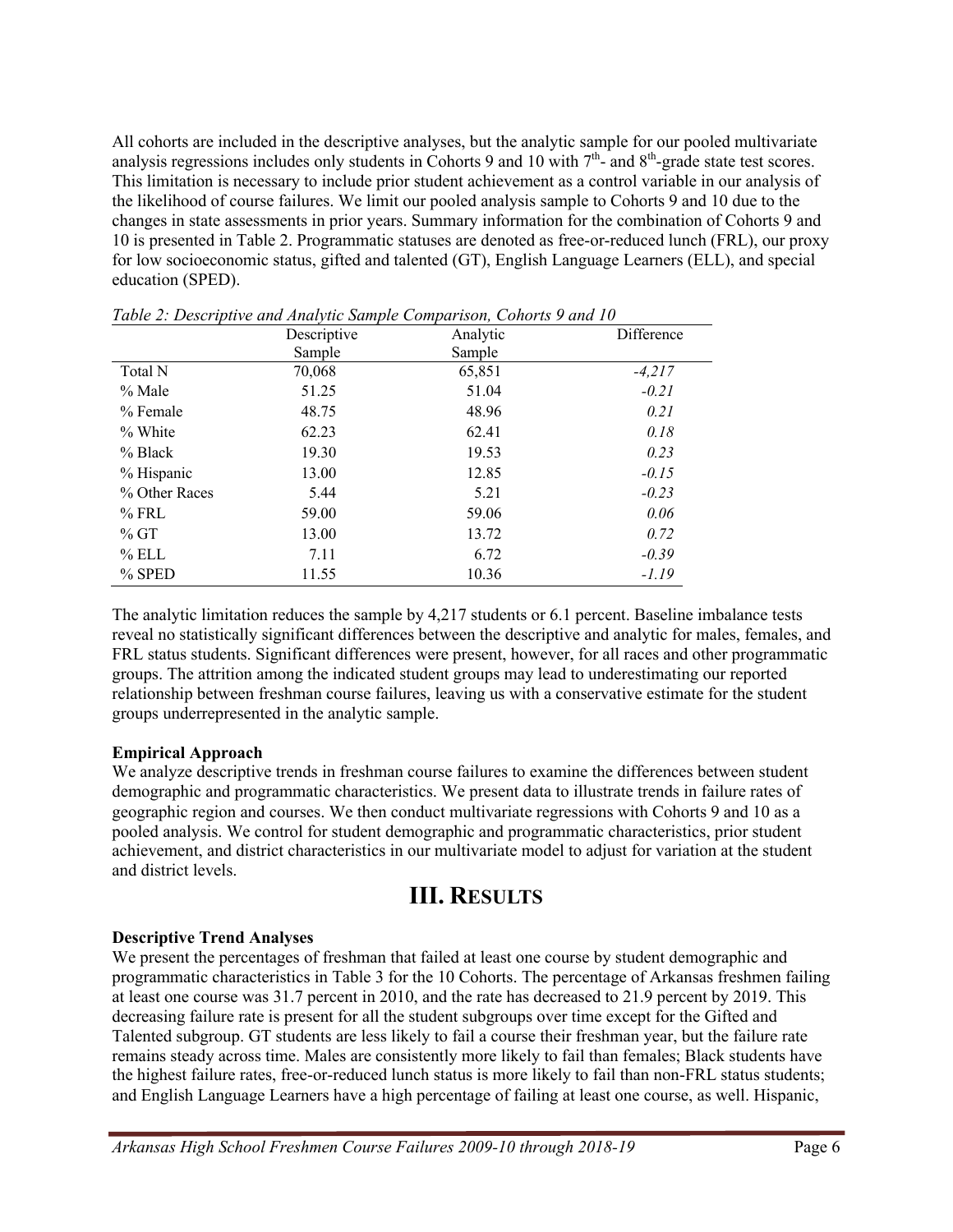All cohorts are included in the descriptive analyses, but the analytic sample for our pooled multivariate analysis regressions includes only students in Cohorts 9 and 10 with 7th- and 8th-grade state test scores. This limitation is necessary to include prior student achievement as a control variable in our analysis of the likelihood of course failures. We limit our pooled analysis sample to Cohorts 9 and 10 due to the changes in state assessments in prior years. Summary information for the combination of Cohorts 9 and 10 is presented in Table 2. Programmatic statuses are denoted as free-or-reduced lunch (FRL), our proxy for low socioeconomic status, gifted and talented (GT), English Language Learners (ELL), and special education (SPED).

*Table 2: Descriptive and Analytic Sample Comparison, Cohorts 9 and 10*

| | Descriptive Sample | Analytic Sample | Difference |
|---|---|---|---|
| Total N | 70,068 | 65,851 | *-4,217* |
| % Male | 51.25 | 51.04 | *-0.21* |
| % Female | 48.75 | 48.96 | *0.21* |
| % White | 62.23 | 62.41 | *0.18* |
| % Black | 19.30 | 19.53 | *0.23* |
| % Hispanic | 13.00 | 12.85 | *-0.15* |
| % Other Races | 5.44 | 5.21 | *-0.23* |
| % FRL | 59.00 | 59.06 | *0.06* |
| % GT | 13.00 | 13.72 | *0.72* |
| % ELL | 7.11 | 6.72 | *-0.39* |
| % SPED | 11.55 | 10.36 | *-1.19* |

The analytic limitation reduces the sample by 4,217 students or 6.1 percent. Baseline imbalance tests reveal no statistically significant differences between the descriptive and analytic for males, females, and FRL status students. Significant differences were present, however, for all races and other programmatic groups. The attrition among the indicated student groups may lead to underestimating our reported relationship between freshman course failures, leaving us with a conservative estimate for the student groups underrepresented in the analytic sample.

**Empirical Approach**

We analyze descriptive trends in freshman course failures to examine the differences between student demographic and programmatic characteristics. We present data to illustrate trends in failure rates of geographic region and courses. We then conduct multivariate regressions with Cohorts 9 and 10 as a pooled analysis. We control for student demographic and programmatic characteristics, prior student achievement, and district characteristics in our multivariate model to adjust for variation at the student and district levels.

# III. Results

**Descriptive Trend Analyses**

We present the percentages of freshman that failed at least one course by student demographic and programmatic characteristics in Table 3 for the 10 Cohorts. The percentage of Arkansas freshmen failing at least one course was 31.7 percent in 2010, and the rate has decreased to 21.9 percent by 2019. This decreasing failure rate is present for all the student subgroups over time except for the Gifted and Talented subgroup. GT students are less likely to fail a course their freshman year, but the failure rate remains steady across time. Males are consistently more likely to fail than females; Black students have the highest failure rates, free-or-reduced lunch status is more likely to fail than non-FRL status students; and English Language Learners have a high percentage of failing at least one course, as well. Hispanic,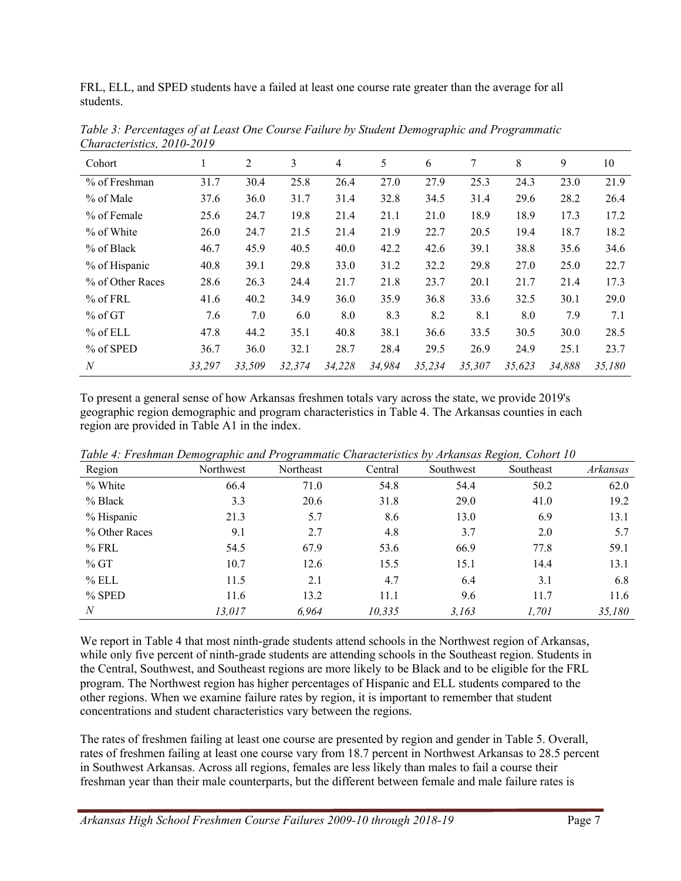FRL, ELL, and SPED students have a failed at least one course rate greater than the average for all students.

*Table 3: Percentages of at Least One Course Failure by Student Demographic and Programmatic Characteristics, 2010-2019*

| Cohort | 1 | 2 | 3 | 4 | 5 | 6 | 7 | 8 | 9 | 10 |
|---|---|---|---|---|---|---|---|---|---|---|
| % of Freshman | 31.7 | 30.4 | 25.8 | 26.4 | 27.0 | 27.9 | 25.3 | 24.3 | 23.0 | 21.9 |
| % of Male | 37.6 | 36.0 | 31.7 | 31.4 | 32.8 | 34.5 | 31.4 | 29.6 | 28.2 | 26.4 |
| % of Female | 25.6 | 24.7 | 19.8 | 21.4 | 21.1 | 21.0 | 18.9 | 18.9 | 17.3 | 17.2 |
| % of White | 26.0 | 24.7 | 21.5 | 21.4 | 21.9 | 22.7 | 20.5 | 19.4 | 18.7 | 18.2 |
| % of Black | 46.7 | 45.9 | 40.5 | 40.0 | 42.2 | 42.6 | 39.1 | 38.8 | 35.6 | 34.6 |
| % of Hispanic | 40.8 | 39.1 | 29.8 | 33.0 | 31.2 | 32.2 | 29.8 | 27.0 | 25.0 | 22.7 |
| % of Other Races | 28.6 | 26.3 | 24.4 | 21.7 | 21.8 | 23.7 | 20.1 | 21.7 | 21.4 | 17.3 |
| % of FRL | 41.6 | 40.2 | 34.9 | 36.0 | 35.9 | 36.8 | 33.6 | 32.5 | 30.1 | 29.0 |
| % of GT | 7.6 | 7.0 | 6.0 | 8.0 | 8.3 | 8.2 | 8.1 | 8.0 | 7.9 | 7.1 |
| % of ELL | 47.8 | 44.2 | 35.1 | 40.8 | 38.1 | 36.6 | 33.5 | 30.5 | 30.0 | 28.5 |
| % of SPED | 36.7 | 36.0 | 32.1 | 28.7 | 28.4 | 29.5 | 26.9 | 24.9 | 25.1 | 23.7 |
| *N* | *33,297* | *33,509* | *32,374* | *34,228* | *34,984* | *35,234* | *35,307* | *35,623* | *34,888* | *35,180* |

To present a general sense of how Arkansas freshmen totals vary across the state, we provide 2019's geographic region demographic and program characteristics in Table 4. The Arkansas counties in each region are provided in Table A1 in the index.

*Table 4: Freshman Demographic and Programmatic Characteristics by Arkansas Region, Cohort 10*

| Region | Northwest | Northeast | Central | Southwest | Southeast | *Arkansas* |
|---|---|---|---|---|---|---|
| % White | 66.4 | 71.0 | 54.8 | 54.4 | 50.2 | 62.0 |
| % Black | 3.3 | 20.6 | 31.8 | 29.0 | 41.0 | 19.2 |
| % Hispanic | 21.3 | 5.7 | 8.6 | 13.0 | 6.9 | 13.1 |
| % Other Races | 9.1 | 2.7 | 4.8 | 3.7 | 2.0 | 5.7 |
| % FRL | 54.5 | 67.9 | 53.6 | 66.9 | 77.8 | 59.1 |
| % GT | 10.7 | 12.6 | 15.5 | 15.1 | 14.4 | 13.1 |
| % ELL | 11.5 | 2.1 | 4.7 | 6.4 | 3.1 | 6.8 |
| % SPED | 11.6 | 13.2 | 11.1 | 9.6 | 11.7 | 11.6 |
| *N* | *13,017* | *6,964* | *10,335* | *3,163* | *1,701* | *35,180* |

We report in Table 4 that most ninth-grade students attend schools in the Northwest region of Arkansas, while only five percent of ninth-grade students are attending schools in the Southeast region. Students in the Central, Southwest, and Southeast regions are more likely to be Black and to be eligible for the FRL program. The Northwest region has higher percentages of Hispanic and ELL students compared to the other regions. When we examine failure rates by region, it is important to remember that student concentrations and student characteristics vary between the regions.

The rates of freshmen failing at least one course are presented by region and gender in Table 5. Overall, rates of freshmen failing at least one course vary from 18.7 percent in Northwest Arkansas to 28.5 percent in Southwest Arkansas. Across all regions, females are less likely than males to fail a course their freshman year than their male counterparts, but the different between female and male failure rates is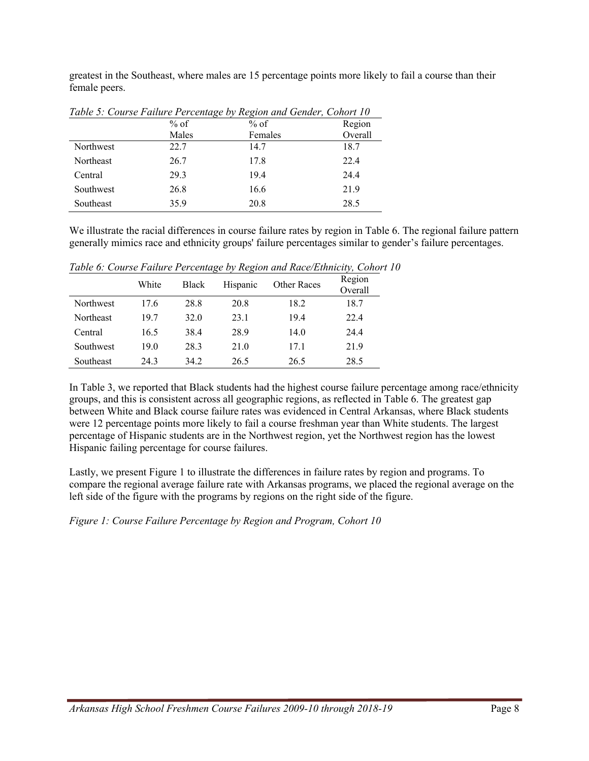greatest in the Southeast, where males are 15 percentage points more likely to fail a course than their female peers.

*Table 5: Course Failure Percentage by Region and Gender, Cohort 10*

| | % of Males | % of Females | Region Overall |
|---|---|---|---|
| Northwest | 22.7 | 14.7 | 18.7 |
| Northeast | 26.7 | 17.8 | 22.4 |
| Central | 29.3 | 19.4 | 24.4 |
| Southwest | 26.8 | 16.6 | 21.9 |
| Southeast | 35.9 | 20.8 | 28.5 |

We illustrate the racial differences in course failure rates by region in Table 6. The regional failure pattern generally mimics race and ethnicity groups' failure percentages similar to gender's failure percentages.

*Table 6: Course Failure Percentage by Region and Race/Ethnicity, Cohort 10*

| | White | Black | Hispanic | Other Races | Region Overall |
|---|---|---|---|---|---|
| Northwest | 17.6 | 28.8 | 20.8 | 18.2 | 18.7 |
| Northeast | 19.7 | 32.0 | 23.1 | 19.4 | 22.4 |
| Central | 16.5 | 38.4 | 28.9 | 14.0 | 24.4 |
| Southwest | 19.0 | 28.3 | 21.0 | 17.1 | 21.9 |
| Southeast | 24.3 | 34.2 | 26.5 | 26.5 | 28.5 |

In Table 3, we reported that Black students had the highest course failure percentage among race/ethnicity groups, and this is consistent across all geographic regions, as reflected in Table 6. The greatest gap between White and Black course failure rates was evidenced in Central Arkansas, where Black students were 12 percentage points more likely to fail a course freshman year than White students. The largest percentage of Hispanic students are in the Northwest region, yet the Northwest region has the lowest Hispanic failing percentage for course failures.

Lastly, we present Figure 1 to illustrate the differences in failure rates by region and programs. To compare the regional average failure rate with Arkansas programs, we placed the regional average on the left side of the figure with the programs by regions on the right side of the figure.

*Figure 1: Course Failure Percentage by Region and Program, Cohort 10*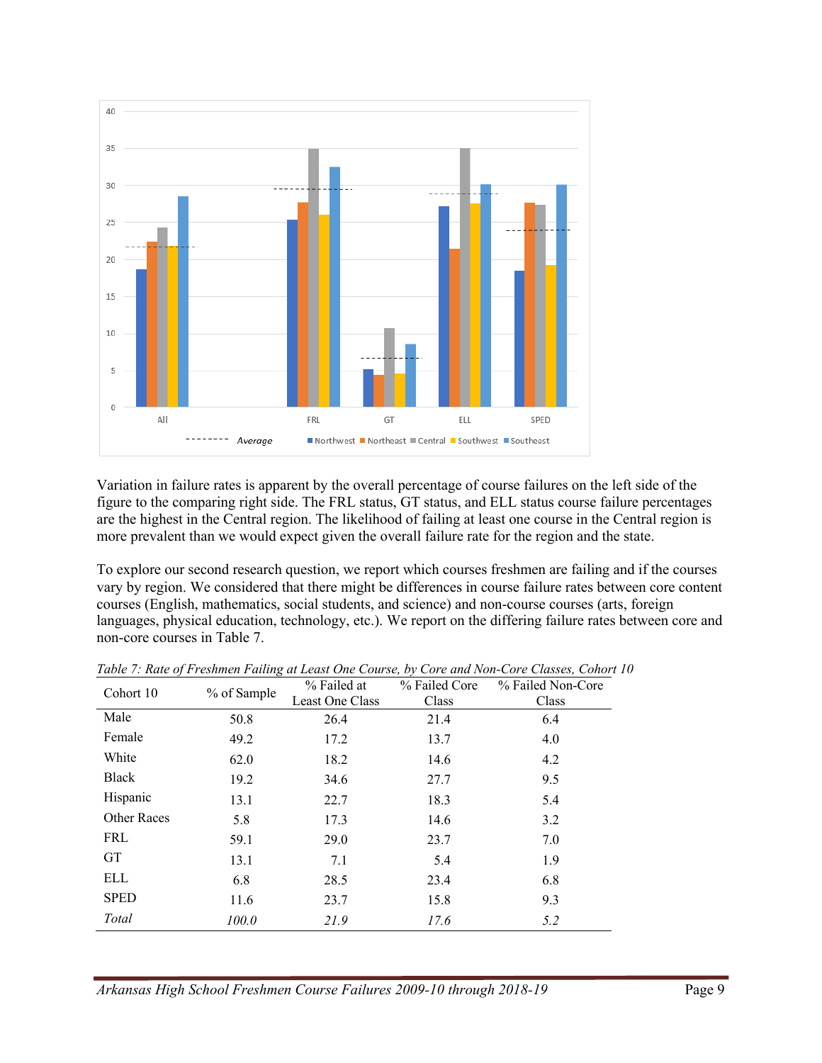Variation in failure rates is apparent by the overall percentage of course failures on the left side of the figure to the comparing right side. The FRL status, GT status, and ELL status course failure percentages are the highest in the Central region. The likelihood of failing at least one course in the Central region is more prevalent than we would expect given the overall failure rate for the region and the state.

To explore our second research question, we report which courses freshmen are failing and if the courses vary by region. We considered that there might be differences in course failure rates between core content courses (English, mathematics, social students, and science) and non-course courses (arts, foreign languages, physical education, technology, etc.). We report on the differing failure rates between core and non-core courses in Table 7.

*Table 7: Rate of Freshmen Failing at Least One Course, by Core and Non-Core Classes, Cohort 10*

| Cohort 10 | % of Sample | % Failed at Least One Class | % Failed Core Class | % Failed Non-Core Class |
|---|---|---|---|---|
| Male | 50.8 | 26.4 | 21.4 | 6.4 |
| Female | 49.2 | 17.2 | 13.7 | 4.0 |
| White | 62.0 | 18.2 | 14.6 | 4.2 |
| Black | 19.2 | 34.6 | 27.7 | 9.5 |
| Hispanic | 13.1 | 22.7 | 18.3 | 5.4 |
| Other Races | 5.8 | 17.3 | 14.6 | 3.2 |
| FRL | 59.1 | 29.0 | 23.7 | 7.0 |
| GT | 13.1 | 7.1 | 5.4 | 1.9 |
| ELL | 6.8 | 28.5 | 23.4 | 6.8 |
| SPED | 11.6 | 23.7 | 15.8 | 9.3 |
| *Total* | *100.0* | *21.9* | *17.6* | *5.2* |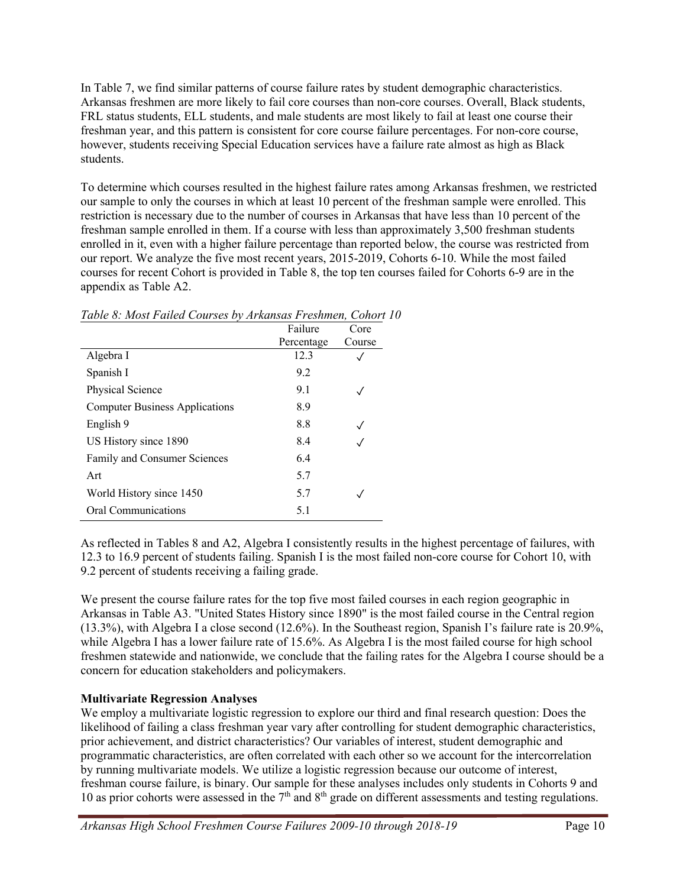In Table 7, we find similar patterns of course failure rates by student demographic characteristics. Arkansas freshmen are more likely to fail core courses than non-core courses. Overall, Black students, FRL status students, ELL students, and male students are most likely to fail at least one course their freshman year, and this pattern is consistent for core course failure percentages. For non-core course, however, students receiving Special Education services have a failure rate almost as high as Black students.

To determine which courses resulted in the highest failure rates among Arkansas freshmen, we restricted our sample to only the courses in which at least 10 percent of the freshman sample were enrolled. This restriction is necessary due to the number of courses in Arkansas that have less than 10 percent of the freshman sample enrolled in them. If a course with less than approximately 3,500 freshman students enrolled in it, even with a higher failure percentage than reported below, the course was restricted from our report. We analyze the five most recent years, 2015-2019, Cohorts 6-10. While the most failed courses for recent Cohort is provided in Table 8, the top ten courses failed for Cohorts 6-9 are in the appendix as Table A2.

*Table 8: Most Failed Courses by Arkansas Freshmen, Cohort 10*

| | Failure Percentage | Core Course |
|---|---|---|
| Algebra I | 12.3 | ✓ |
| Spanish I | 9.2 | |
| Physical Science | 9.1 | ✓ |
| Computer Business Applications | 8.9 | |
| English 9 | 8.8 | ✓ |
| US History since 1890 | 8.4 | ✓ |
| Family and Consumer Sciences | 6.4 | |
| Art | 5.7 | |
| World History since 1450 | 5.7 | ✓ |
| Oral Communications | 5.1 | |

As reflected in Tables 8 and A2, Algebra I consistently results in the highest percentage of failures, with 12.3 to 16.9 percent of students failing. Spanish I is the most failed non-core course for Cohort 10, with 9.2 percent of students receiving a failing grade.

We present the course failure rates for the top five most failed courses in each region geographic in Arkansas in Table A3. "United States History since 1890" is the most failed course in the Central region (13.3%), with Algebra I a close second (12.6%). In the Southeast region, Spanish I's failure rate is 20.9%, while Algebra I has a lower failure rate of 15.6%. As Algebra I is the most failed course for high school freshmen statewide and nationwide, we conclude that the failing rates for the Algebra I course should be a concern for education stakeholders and policymakers.

**Multivariate Regression Analyses**

We employ a multivariate logistic regression to explore our third and final research question: Does the likelihood of failing a class freshman year vary after controlling for student demographic characteristics, prior achievement, and district characteristics? Our variables of interest, student demographic and programmatic characteristics, are often correlated with each other so we account for the intercorrelation by running multivariate models. We utilize a logistic regression because our outcome of interest, freshman course failure, is binary. Our sample for these analyses includes only students in Cohorts 9 and 10 as prior cohorts were assessed in the 7th and 8th grade on different assessments and testing regulations.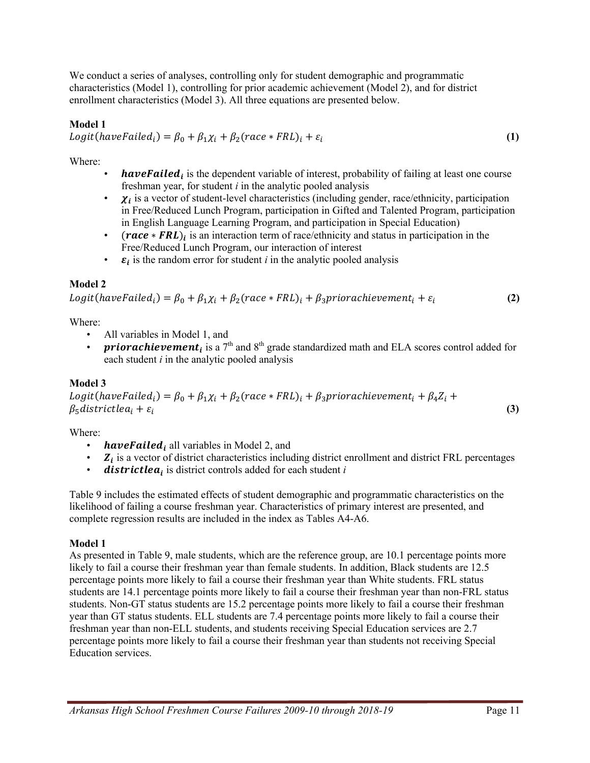We conduct a series of analyses, controlling only for student demographic and programmatic characteristics (Model 1), controlling for prior academic achievement (Model 2), and for district enrollment characteristics (Model 3). All three equations are presented below.

**Model 1**

$$Logit(haveFailed_i) = \beta_0 + \beta_1 \chi_i + \beta_2 (race * FRL)_i + \varepsilon_i \quad \textbf{(1)}$$

Where:

- $\boldsymbol{haveFailed_i}$ is the dependent variable of interest, probability of failing at least one course freshman year, for student *i* in the analytic pooled analysis
- $\boldsymbol{\chi_i}$ is a vector of student-level characteristics (including gender, race/ethnicity, participation in Free/Reduced Lunch Program, participation in Gifted and Talented Program, participation in English Language Learning Program, and participation in Special Education)
- $(\boldsymbol{race * FRL})_i$ is an interaction term of race/ethnicity and status in participation in the Free/Reduced Lunch Program, our interaction of interest
- $\boldsymbol{\varepsilon_i}$ is the random error for student *i* in the analytic pooled analysis

**Model 2**

$$Logit(haveFailed_i) = \beta_0 + \beta_1 \chi_i + \beta_2 (race * FRL)_i + \beta_3 priorachievement_i + \varepsilon_i \quad \textbf{(2)}$$

Where:

- All variables in Model 1, and
- $\boldsymbol{priorachievement_i}$ is a 7th and 8th grade standardized math and ELA scores control added for each student *i* in the analytic pooled analysis

**Model 3**

$$Logit(haveFailed_i) = \beta_0 + \beta_1 \chi_i + \beta_2 (race * FRL)_i + \beta_3 priorachievement_i + \beta_4 Z_i + \beta_5 districtlea_i + \varepsilon_i \quad \textbf{(3)}$$

Where:

- $\boldsymbol{haveFailed_i}$ all variables in Model 2, and
- $\boldsymbol{Z_i}$ is a vector of district characteristics including district enrollment and district FRL percentages
- $\boldsymbol{districtlea_i}$ is district controls added for each student *i*

Table 9 includes the estimated effects of student demographic and programmatic characteristics on the likelihood of failing a course freshman year. Characteristics of primary interest are presented, and complete regression results are included in the index as Tables A4-A6.

**Model 1**

As presented in Table 9, male students, which are the reference group, are 10.1 percentage points more likely to fail a course their freshman year than female students. In addition, Black students are 12.5 percentage points more likely to fail a course their freshman year than White students. FRL status students are 14.1 percentage points more likely to fail a course their freshman year than non-FRL status students. Non-GT status students are 15.2 percentage points more likely to fail a course their freshman year than GT status students. ELL students are 7.4 percentage points more likely to fail a course their freshman year than non-ELL students, and students receiving Special Education services are 2.7 percentage points more likely to fail a course their freshman year than students not receiving Special Education services.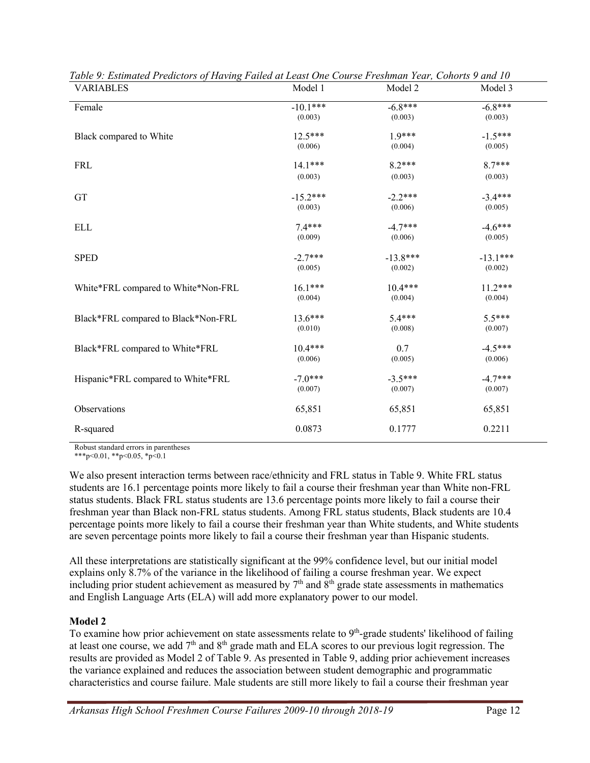*Table 9: Estimated Predictors of Having Failed at Least One Course Freshman Year, Cohorts 9 and 10*

| VARIABLES | Model 1 | Model 2 | Model 3 |
|---|---|---|---|
| Female | -10.1*** | -6.8*** | -6.8*** |
| | (0.003) | (0.003) | (0.003) |
| Black compared to White | 12.5*** | 1.9*** | -1.5*** |
| | (0.006) | (0.004) | (0.005) |
| FRL | 14.1*** | 8.2*** | 8.7*** |
| | (0.003) | (0.003) | (0.003) |
| GT | -15.2*** | -2.2*** | -3.4*** |
| | (0.003) | (0.006) | (0.005) |
| ELL | 7.4*** | -4.7*** | -4.6*** |
| | (0.009) | (0.006) | (0.005) |
| SPED | -2.7*** | -13.8*** | -13.1*** |
| | (0.005) | (0.002) | (0.002) |
| White*FRL compared to White*Non-FRL | 16.1*** | 10.4*** | 11.2*** |
| | (0.004) | (0.004) | (0.004) |
| Black*FRL compared to Black*Non-FRL | 13.6*** | 5.4*** | 5.5*** |
| | (0.010) | (0.008) | (0.007) |
| Black*FRL compared to White*FRL | 10.4*** | 0.7 | -4.5*** |
| | (0.006) | (0.005) | (0.006) |
| Hispanic*FRL compared to White*FRL | -7.0*** | -3.5*** | -4.7*** |
| | (0.007) | (0.007) | (0.007) |
| Observations | 65,851 | 65,851 | 65,851 |
| R-squared | 0.0873 | 0.1777 | 0.2211 |

Robust standard errors in parentheses
***p<0.01, **p<0.05, *p<0.1

We also present interaction terms between race/ethnicity and FRL status in Table 9. White FRL status students are 16.1 percentage points more likely to fail a course their freshman year than White non-FRL status students. Black FRL status students are 13.6 percentage points more likely to fail a course their freshman year than Black non-FRL status students. Among FRL status students, Black students are 10.4 percentage points more likely to fail a course their freshman year than White students, and White students are seven percentage points more likely to fail a course their freshman year than Hispanic students.

All these interpretations are statistically significant at the 99% confidence level, but our initial model explains only 8.7% of the variance in the likelihood of failing a course freshman year. We expect including prior student achievement as measured by 7th and 8th grade state assessments in mathematics and English Language Arts (ELA) will add more explanatory power to our model.

**Model 2**

To examine how prior achievement on state assessments relate to 9th-grade students' likelihood of failing at least one course, we add 7th and 8th grade math and ELA scores to our previous logit regression. The results are provided as Model 2 of Table 9. As presented in Table 9, adding prior achievement increases the variance explained and reduces the association between student demographic and programmatic characteristics and course failure. Male students are still more likely to fail a course their freshman year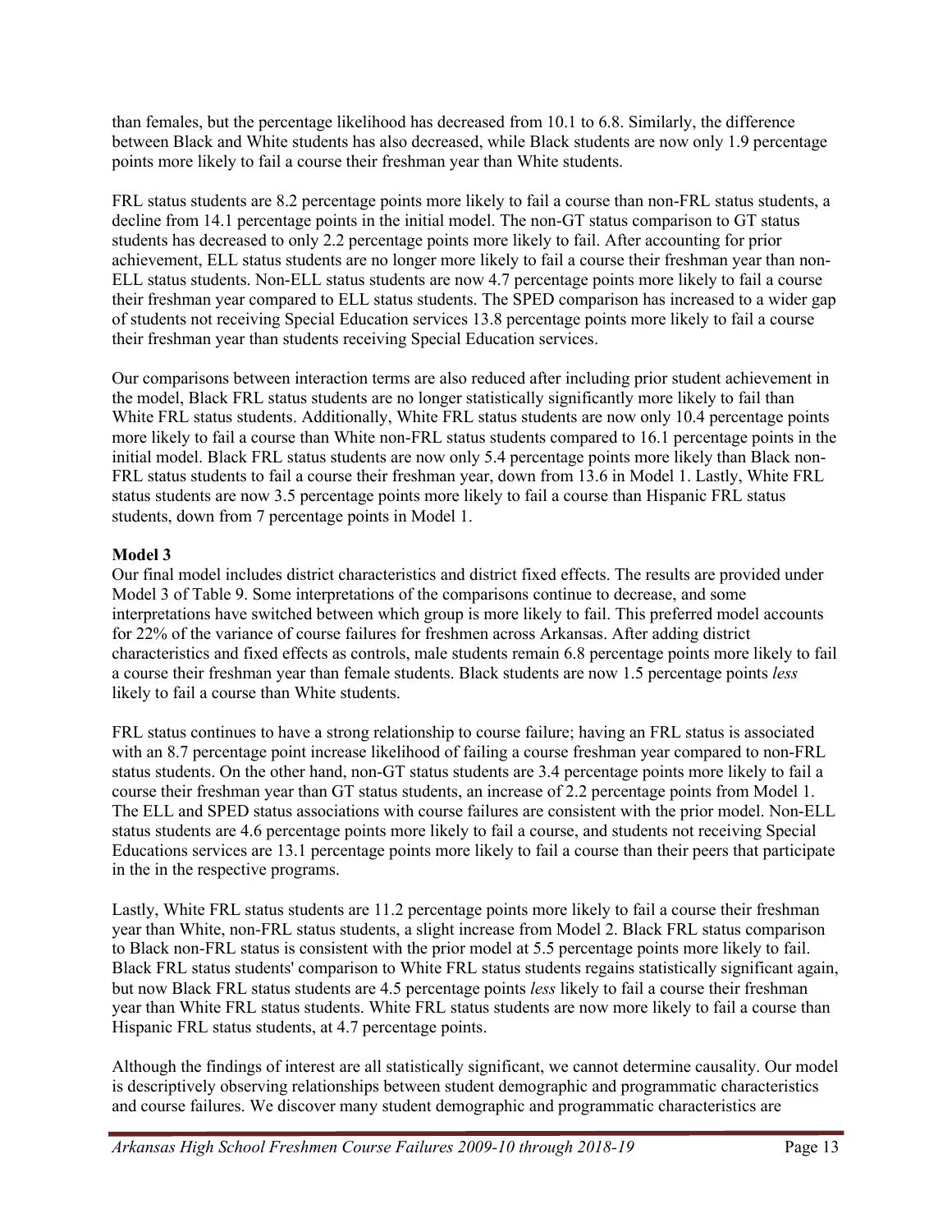than females, but the percentage likelihood has decreased from 10.1 to 6.8. Similarly, the difference between Black and White students has also decreased, while Black students are now only 1.9 percentage points more likely to fail a course their freshman year than White students.

FRL status students are 8.2 percentage points more likely to fail a course than non-FRL status students, a decline from 14.1 percentage points in the initial model. The non-GT status comparison to GT status students has decreased to only 2.2 percentage points more likely to fail. After accounting for prior achievement, ELL status students are no longer more likely to fail a course their freshman year than non-ELL status students. Non-ELL status students are now 4.7 percentage points more likely to fail a course their freshman year compared to ELL status students. The SPED comparison has increased to a wider gap of students not receiving Special Education services 13.8 percentage points more likely to fail a course their freshman year than students receiving Special Education services.

Our comparisons between interaction terms are also reduced after including prior student achievement in the model, Black FRL status students are no longer statistically significantly more likely to fail than White FRL status students. Additionally, White FRL status students are now only 10.4 percentage points more likely to fail a course than White non-FRL status students compared to 16.1 percentage points in the initial model. Black FRL status students are now only 5.4 percentage points more likely than Black non-FRL status students to fail a course their freshman year, down from 13.6 in Model 1. Lastly, White FRL status students are now 3.5 percentage points more likely to fail a course than Hispanic FRL status students, down from 7 percentage points in Model 1.

**Model 3**

Our final model includes district characteristics and district fixed effects. The results are provided under Model 3 of Table 9. Some interpretations of the comparisons continue to decrease, and some interpretations have switched between which group is more likely to fail. This preferred model accounts for 22% of the variance of course failures for freshmen across Arkansas. After adding district characteristics and fixed effects as controls, male students remain 6.8 percentage points more likely to fail a course their freshman year than female students. Black students are now 1.5 percentage points *less* likely to fail a course than White students.

FRL status continues to have a strong relationship to course failure; having an FRL status is associated with an 8.7 percentage point increase likelihood of failing a course freshman year compared to non-FRL status students. On the other hand, non-GT status students are 3.4 percentage points more likely to fail a course their freshman year than GT status students, an increase of 2.2 percentage points from Model 1. The ELL and SPED status associations with course failures are consistent with the prior model. Non-ELL status students are 4.6 percentage points more likely to fail a course, and students not receiving Special Educations services are 13.1 percentage points more likely to fail a course than their peers that participate in the in the respective programs.

Lastly, White FRL status students are 11.2 percentage points more likely to fail a course their freshman year than White, non-FRL status students, a slight increase from Model 2. Black FRL status comparison to Black non-FRL status is consistent with the prior model at 5.5 percentage points more likely to fail. Black FRL status students' comparison to White FRL status students regains statistically significant again, but now Black FRL status students are 4.5 percentage points *less* likely to fail a course their freshman year than White FRL status students. White FRL status students are now more likely to fail a course than Hispanic FRL status students, at 4.7 percentage points.

Although the findings of interest are all statistically significant, we cannot determine causality. Our model is descriptively observing relationships between student demographic and programmatic characteristics and course failures. We discover many student demographic and programmatic characteristics are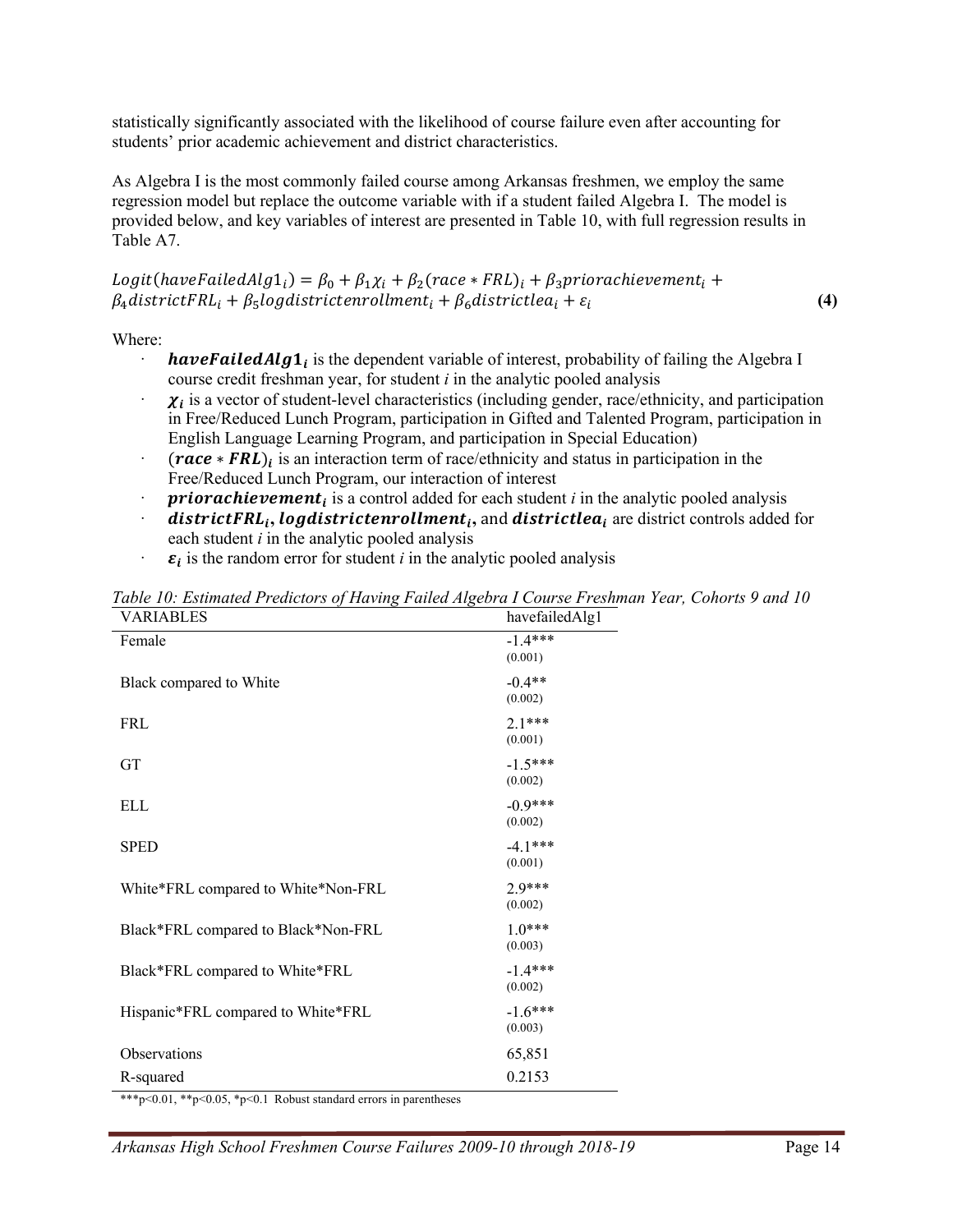statistically significantly associated with the likelihood of course failure even after accounting for students' prior academic achievement and district characteristics.

As Algebra I is the most commonly failed course among Arkansas freshmen, we employ the same regression model but replace the outcome variable with if a student failed Algebra I. The model is provided below, and key variables of interest are presented in Table 10, with full regression results in Table A7.

$$Logit(haveFailedAlg1_i) = \beta_0 + \beta_1\chi_i + \beta_2(race * FRL)_i + \beta_3priorachievement_i + \beta_4districtFRL_i + \beta_5logdistrictenrollment_i + \beta_6districtlea_i + \varepsilon_i \quad \textbf{(4)}$$

Where:

- $\boldsymbol{haveFailedAlg1_i}$ is the dependent variable of interest, probability of failing the Algebra I course credit freshman year, for student *i* in the analytic pooled analysis
- $\boldsymbol{\chi_i}$ is a vector of student-level characteristics (including gender, race/ethnicity, and participation in Free/Reduced Lunch Program, participation in Gifted and Talented Program, participation in English Language Learning Program, and participation in Special Education)
- $\boldsymbol{(race * FRL)_i}$ is an interaction term of race/ethnicity and status in participation in the Free/Reduced Lunch Program, our interaction of interest
- $\boldsymbol{priorachievement_i}$ is a control added for each student *i* in the analytic pooled analysis
- $\boldsymbol{districtFRL_i}$, $\boldsymbol{logdistrictenrollment_i}$, and $\boldsymbol{districtlea_i}$ are district controls added for each student *i* in the analytic pooled analysis
- $\boldsymbol{\varepsilon_i}$ is the random error for student *i* in the analytic pooled analysis

*Table 10: Estimated Predictors of Having Failed Algebra I Course Freshman Year, Cohorts 9 and 10*

| VARIABLES | havefailedAlg1 |
|---|---|
| Female | -1.4*** (0.001) |
| Black compared to White | -0.4** (0.002) |
| FRL | 2.1*** (0.001) |
| GT | -1.5*** (0.002) |
| ELL | -0.9*** (0.002) |
| SPED | -4.1*** (0.001) |
| White*FRL compared to White*Non-FRL | 2.9*** (0.002) |
| Black*FRL compared to Black*Non-FRL | 1.0*** (0.003) |
| Black*FRL compared to White*FRL | -1.4*** (0.002) |
| Hispanic*FRL compared to White*FRL | -1.6*** (0.003) |
| Observations | 65,851 |
| R-squared | 0.2153 |

***p<0.01, **p<0.05, *p<0.1 Robust standard errors in parentheses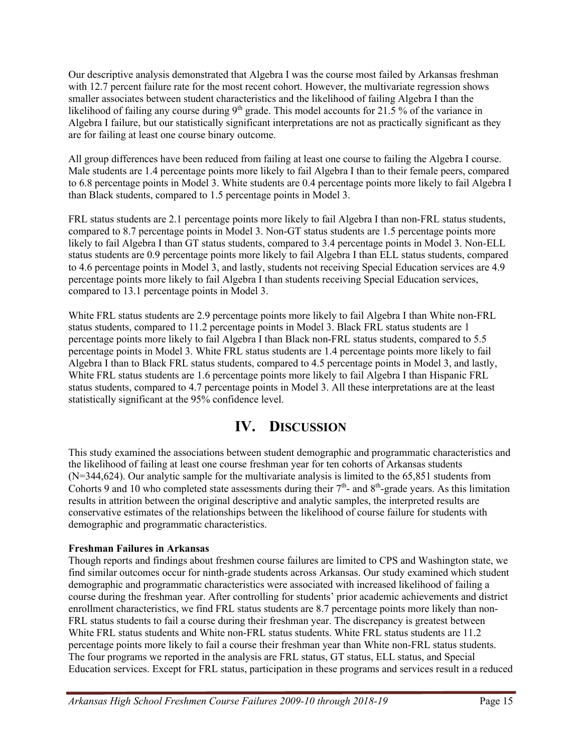Our descriptive analysis demonstrated that Algebra I was the course most failed by Arkansas freshman with 12.7 percent failure rate for the most recent cohort. However, the multivariate regression shows smaller associates between student characteristics and the likelihood of failing Algebra I than the likelihood of failing any course during 9th grade. This model accounts for 21.5 % of the variance in Algebra I failure, but our statistically significant interpretations are not as practically significant as they are for failing at least one course binary outcome.

All group differences have been reduced from failing at least one course to failing the Algebra I course. Male students are 1.4 percentage points more likely to fail Algebra I than to their female peers, compared to 6.8 percentage points in Model 3. White students are 0.4 percentage points more likely to fail Algebra I than Black students, compared to 1.5 percentage points in Model 3.

FRL status students are 2.1 percentage points more likely to fail Algebra I than non-FRL status students, compared to 8.7 percentage points in Model 3. Non-GT status students are 1.5 percentage points more likely to fail Algebra I than GT status students, compared to 3.4 percentage points in Model 3. Non-ELL status students are 0.9 percentage points more likely to fail Algebra I than ELL status students, compared to 4.6 percentage points in Model 3, and lastly, students not receiving Special Education services are 4.9 percentage points more likely to fail Algebra I than students receiving Special Education services, compared to 13.1 percentage points in Model 3.

White FRL status students are 2.9 percentage points more likely to fail Algebra I than White non-FRL status students, compared to 11.2 percentage points in Model 3. Black FRL status students are 1 percentage points more likely to fail Algebra I than Black non-FRL status students, compared to 5.5 percentage points in Model 3. White FRL status students are 1.4 percentage points more likely to fail Algebra I than to Black FRL status students, compared to 4.5 percentage points in Model 3, and lastly, White FRL status students are 1.6 percentage points more likely to fail Algebra I than Hispanic FRL status students, compared to 4.7 percentage points in Model 3. All these interpretations are at the least statistically significant at the 95% confidence level.

# IV. Discussion

This study examined the associations between student demographic and programmatic characteristics and the likelihood of failing at least one course freshman year for ten cohorts of Arkansas students (N=344,624). Our analytic sample for the multivariate analysis is limited to the 65,851 students from Cohorts 9 and 10 who completed state assessments during their 7th- and 8th-grade years. As this limitation results in attrition between the original descriptive and analytic samples, the interpreted results are conservative estimates of the relationships between the likelihood of course failure for students with demographic and programmatic characteristics.

**Freshman Failures in Arkansas**

Though reports and findings about freshmen course failures are limited to CPS and Washington state, we find similar outcomes occur for ninth-grade students across Arkansas. Our study examined which student demographic and programmatic characteristics were associated with increased likelihood of failing a course during the freshman year. After controlling for students' prior academic achievements and district enrollment characteristics, we find FRL status students are 8.7 percentage points more likely than non-FRL status students to fail a course during their freshman year. The discrepancy is greatest between White FRL status students and White non-FRL status students. White FRL status students are 11.2 percentage points more likely to fail a course their freshman year than White non-FRL status students. The four programs we reported in the analysis are FRL status, GT status, ELL status, and Special Education services. Except for FRL status, participation in these programs and services result in a reduced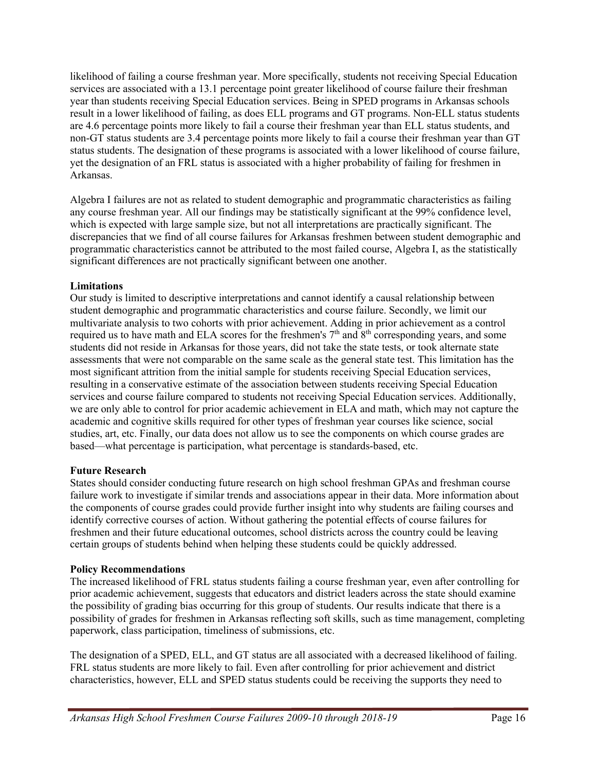likelihood of failing a course freshman year. More specifically, students not receiving Special Education services are associated with a 13.1 percentage point greater likelihood of course failure their freshman year than students receiving Special Education services. Being in SPED programs in Arkansas schools result in a lower likelihood of failing, as does ELL programs and GT programs. Non-ELL status students are 4.6 percentage points more likely to fail a course their freshman year than ELL status students, and non-GT status students are 3.4 percentage points more likely to fail a course their freshman year than GT status students. The designation of these programs is associated with a lower likelihood of course failure, yet the designation of an FRL status is associated with a higher probability of failing for freshmen in Arkansas.

Algebra I failures are not as related to student demographic and programmatic characteristics as failing any course freshman year. All our findings may be statistically significant at the 99% confidence level, which is expected with large sample size, but not all interpretations are practically significant. The discrepancies that we find of all course failures for Arkansas freshmen between student demographic and programmatic characteristics cannot be attributed to the most failed course, Algebra I, as the statistically significant differences are not practically significant between one another.

**Limitations**

Our study is limited to descriptive interpretations and cannot identify a causal relationship between student demographic and programmatic characteristics and course failure. Secondly, we limit our multivariate analysis to two cohorts with prior achievement. Adding in prior achievement as a control required us to have math and ELA scores for the freshmen's 7th and 8th corresponding years, and some students did not reside in Arkansas for those years, did not take the state tests, or took alternate state assessments that were not comparable on the same scale as the general state test. This limitation has the most significant attrition from the initial sample for students receiving Special Education services, resulting in a conservative estimate of the association between students receiving Special Education services and course failure compared to students not receiving Special Education services. Additionally, we are only able to control for prior academic achievement in ELA and math, which may not capture the academic and cognitive skills required for other types of freshman year courses like science, social studies, art, etc. Finally, our data does not allow us to see the components on which course grades are based—what percentage is participation, what percentage is standards-based, etc.

**Future Research**

States should consider conducting future research on high school freshman GPAs and freshman course failure work to investigate if similar trends and associations appear in their data. More information about the components of course grades could provide further insight into why students are failing courses and identify corrective courses of action. Without gathering the potential effects of course failures for freshmen and their future educational outcomes, school districts across the country could be leaving certain groups of students behind when helping these students could be quickly addressed.

**Policy Recommendations**

The increased likelihood of FRL status students failing a course freshman year, even after controlling for prior academic achievement, suggests that educators and district leaders across the state should examine the possibility of grading bias occurring for this group of students. Our results indicate that there is a possibility of grades for freshmen in Arkansas reflecting soft skills, such as time management, completing paperwork, class participation, timeliness of submissions, etc.

The designation of a SPED, ELL, and GT status are all associated with a decreased likelihood of failing. FRL status students are more likely to fail. Even after controlling for prior achievement and district characteristics, however, ELL and SPED status students could be receiving the supports they need to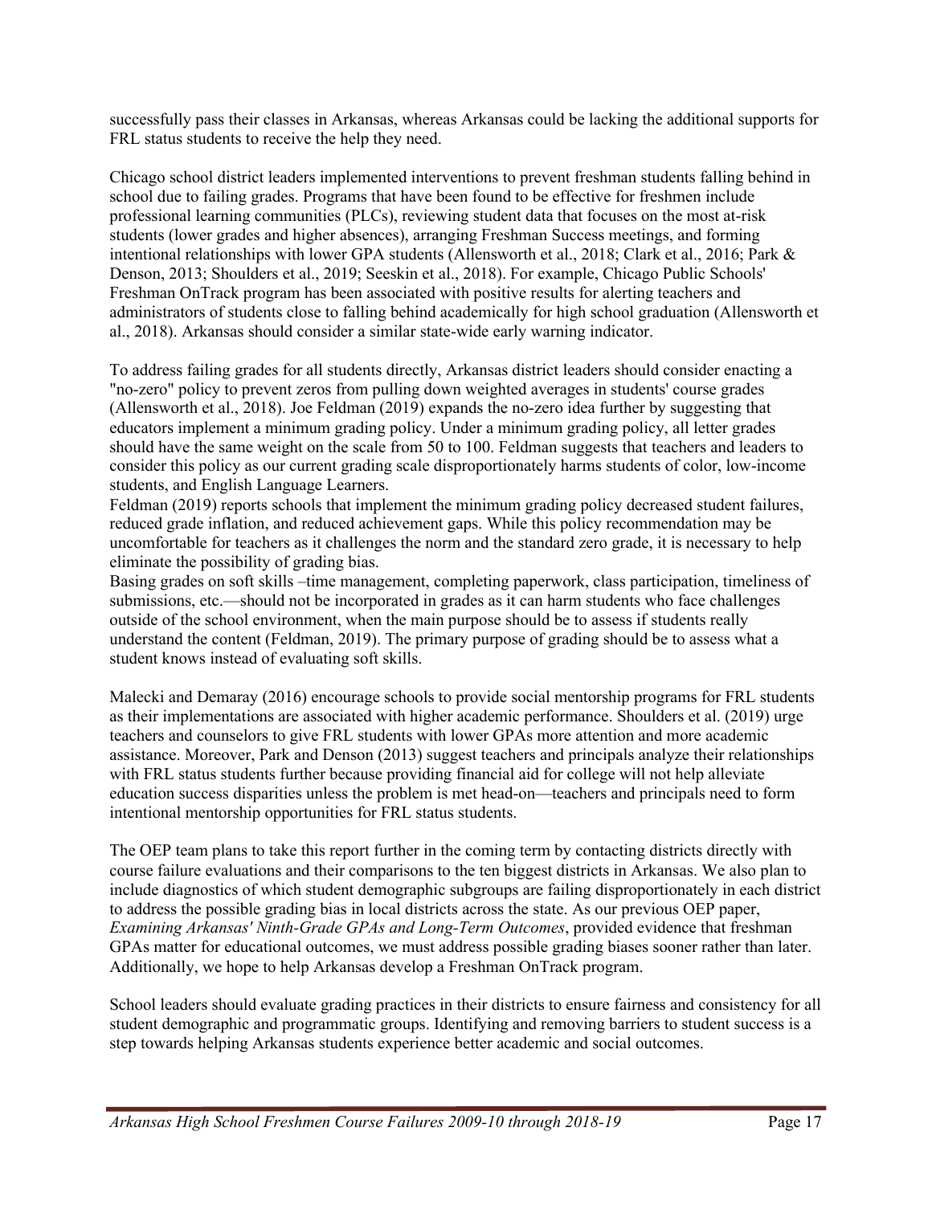successfully pass their classes in Arkansas, whereas Arkansas could be lacking the additional supports for FRL status students to receive the help they need.

Chicago school district leaders implemented interventions to prevent freshman students falling behind in school due to failing grades. Programs that have been found to be effective for freshmen include professional learning communities (PLCs), reviewing student data that focuses on the most at-risk students (lower grades and higher absences), arranging Freshman Success meetings, and forming intentional relationships with lower GPA students (Allensworth et al., 2018; Clark et al., 2016; Park & Denson, 2013; Shoulders et al., 2019; Seeskin et al., 2018). For example, Chicago Public Schools' Freshman OnTrack program has been associated with positive results for alerting teachers and administrators of students close to falling behind academically for high school graduation (Allensworth et al., 2018). Arkansas should consider a similar state-wide early warning indicator.

To address failing grades for all students directly, Arkansas district leaders should consider enacting a "no-zero" policy to prevent zeros from pulling down weighted averages in students' course grades (Allensworth et al., 2018). Joe Feldman (2019) expands the no-zero idea further by suggesting that educators implement a minimum grading policy. Under a minimum grading policy, all letter grades should have the same weight on the scale from 50 to 100. Feldman suggests that teachers and leaders to consider this policy as our current grading scale disproportionately harms students of color, low-income students, and English Language Learners.

Feldman (2019) reports schools that implement the minimum grading policy decreased student failures, reduced grade inflation, and reduced achievement gaps. While this policy recommendation may be uncomfortable for teachers as it challenges the norm and the standard zero grade, it is necessary to help eliminate the possibility of grading bias.

Basing grades on soft skills –time management, completing paperwork, class participation, timeliness of submissions, etc.—should not be incorporated in grades as it can harm students who face challenges outside of the school environment, when the main purpose should be to assess if students really understand the content (Feldman, 2019). The primary purpose of grading should be to assess what a student knows instead of evaluating soft skills.

Malecki and Demaray (2016) encourage schools to provide social mentorship programs for FRL students as their implementations are associated with higher academic performance. Shoulders et al. (2019) urge teachers and counselors to give FRL students with lower GPAs more attention and more academic assistance. Moreover, Park and Denson (2013) suggest teachers and principals analyze their relationships with FRL status students further because providing financial aid for college will not help alleviate education success disparities unless the problem is met head-on—teachers and principals need to form intentional mentorship opportunities for FRL status students.

The OEP team plans to take this report further in the coming term by contacting districts directly with course failure evaluations and their comparisons to the ten biggest districts in Arkansas. We also plan to include diagnostics of which student demographic subgroups are failing disproportionately in each district to address the possible grading bias in local districts across the state. As our previous OEP paper, *Examining Arkansas' Ninth-Grade GPAs and Long-Term Outcomes*, provided evidence that freshman GPAs matter for educational outcomes, we must address possible grading biases sooner rather than later. Additionally, we hope to help Arkansas develop a Freshman OnTrack program.

School leaders should evaluate grading practices in their districts to ensure fairness and consistency for all student demographic and programmatic groups. Identifying and removing barriers to student success is a step towards helping Arkansas students experience better academic and social outcomes.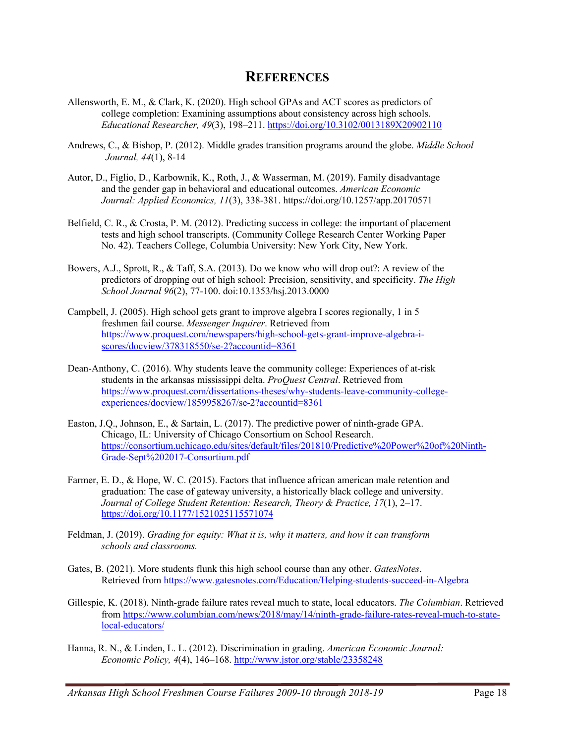# References

Allensworth, E. M., & Clark, K. (2020). High school GPAs and ACT scores as predictors of college completion: Examining assumptions about consistency across high schools. *Educational Researcher, 49*(3), 198–211. https://doi.org/10.3102/0013189X20902110

Andrews, C., & Bishop, P. (2012). Middle grades transition programs around the globe. *Middle School Journal, 44*(1), 8-14

Autor, D., Figlio, D., Karbownik, K., Roth, J., & Wasserman, M. (2019). Family disadvantage and the gender gap in behavioral and educational outcomes. *American Economic Journal: Applied Economics, 11*(3), 338-381. https://doi.org/10.1257/app.20170571

Belfield, C. R., & Crosta, P. M. (2012). Predicting success in college: the important of placement tests and high school transcripts. (Community College Research Center Working Paper No. 42). Teachers College, Columbia University: New York City, New York.

Bowers, A.J., Sprott, R., & Taff, S.A. (2013). Do we know who will drop out?: A review of the predictors of dropping out of high school: Precision, sensitivity, and specificity. *The High School Journal 96*(2), 77-100. doi:10.1353/hsj.2013.0000

Campbell, J. (2005). High school gets grant to improve algebra I scores regionally, 1 in 5 freshmen fail course. *Messenger Inquirer*. Retrieved from https://www.proquest.com/newspapers/high-school-gets-grant-improve-algebra-i-scores/docview/378318550/se-2?accountid=8361

Dean-Anthony, C. (2016). Why students leave the community college: Experiences of at-risk students in the arkansas mississippi delta. *ProQuest Central*. Retrieved from https://www.proquest.com/dissertations-theses/why-students-leave-community-college-experiences/docview/1859958267/se-2?accountid=8361

Easton, J.Q., Johnson, E., & Sartain, L. (2017). The predictive power of ninth-grade GPA. Chicago, IL: University of Chicago Consortium on School Research. https://consortium.uchicago.edu/sites/default/files/201810/Predictive%20Power%20of%20Ninth-Grade-Sept%202017-Consortium.pdf

Farmer, E. D., & Hope, W. C. (2015). Factors that influence african american male retention and graduation: The case of gateway university, a historically black college and university. *Journal of College Student Retention: Research, Theory & Practice, 17*(1), 2–17. https://doi.org/10.1177/1521025115571074

Feldman, J. (2019). *Grading for equity: What it is, why it matters, and how it can transform schools and classrooms.*

Gates, B. (2021). More students flunk this high school course than any other. *GatesNotes*. Retrieved from https://www.gatesnotes.com/Education/Helping-students-succeed-in-Algebra

Gillespie, K. (2018). Ninth-grade failure rates reveal much to state, local educators. *The Columbian*. Retrieved from https://www.columbian.com/news/2018/may/14/ninth-grade-failure-rates-reveal-much-to-state-local-educators/

Hanna, R. N., & Linden, L. L. (2012). Discrimination in grading. *American Economic Journal: Economic Policy, 4*(4), 146–168. http://www.jstor.org/stable/23358248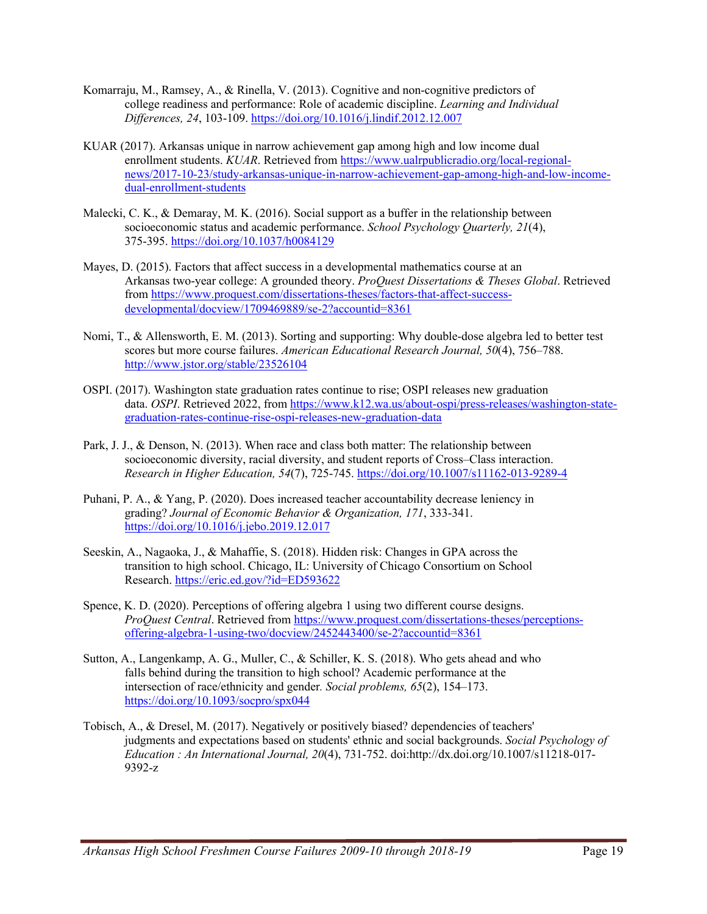Komarraju, M., Ramsey, A., & Rinella, V. (2013). Cognitive and non-cognitive predictors of college readiness and performance: Role of academic discipline. *Learning and Individual Differences, 24*, 103-109. https://doi.org/10.1016/j.lindif.2012.12.007

KUAR (2017). Arkansas unique in narrow achievement gap among high and low income dual enrollment students. *KUAR*. Retrieved from https://www.ualrpublicradio.org/local-regional-news/2017-10-23/study-arkansas-unique-in-narrow-achievement-gap-among-high-and-low-income-dual-enrollment-students

Malecki, C. K., & Demaray, M. K. (2016). Social support as a buffer in the relationship between socioeconomic status and academic performance. *School Psychology Quarterly, 21*(4), 375-395. https://doi.org/10.1037/h0084129

Mayes, D. (2015). Factors that affect success in a developmental mathematics course at an Arkansas two-year college: A grounded theory. *ProQuest Dissertations & Theses Global*. Retrieved from https://www.proquest.com/dissertations-theses/factors-that-affect-success-developmental/docview/1709469889/se-2?accountid=8361

Nomi, T., & Allensworth, E. M. (2013). Sorting and supporting: Why double-dose algebra led to better test scores but more course failures. *American Educational Research Journal, 50*(4), 756–788. http://www.jstor.org/stable/23526104

OSPI. (2017). Washington state graduation rates continue to rise; OSPI releases new graduation data. *OSPI*. Retrieved 2022, from https://www.k12.wa.us/about-ospi/press-releases/washington-state-graduation-rates-continue-rise-ospi-releases-new-graduation-data

Park, J. J., & Denson, N. (2013). When race and class both matter: The relationship between socioeconomic diversity, racial diversity, and student reports of Cross–Class interaction. *Research in Higher Education, 54*(7), 725-745. https://doi.org/10.1007/s11162-013-9289-4

Puhani, P. A., & Yang, P. (2020). Does increased teacher accountability decrease leniency in grading? *Journal of Economic Behavior & Organization, 171*, 333-341. https://doi.org/10.1016/j.jebo.2019.12.017

Seeskin, A., Nagaoka, J., & Mahaffie, S. (2018). Hidden risk: Changes in GPA across the transition to high school. Chicago, IL: University of Chicago Consortium on School Research. https://eric.ed.gov/?id=ED593622

Spence, K. D. (2020). Perceptions of offering algebra 1 using two different course designs. *ProQuest Central*. Retrieved from https://www.proquest.com/dissertations-theses/perceptions-offering-algebra-1-using-two/docview/2452443400/se-2?accountid=8361

Sutton, A., Langenkamp, A. G., Muller, C., & Schiller, K. S. (2018). Who gets ahead and who falls behind during the transition to high school? Academic performance at the intersection of race/ethnicity and gender*. Social problems, 65*(2), 154–173. https://doi.org/10.1093/socpro/spx044

Tobisch, A., & Dresel, M. (2017). Negatively or positively biased? dependencies of teachers' judgments and expectations based on students' ethnic and social backgrounds. *Social Psychology of Education : An International Journal, 20*(4), 731-752. doi:http://dx.doi.org/10.1007/s11218-017-9392-z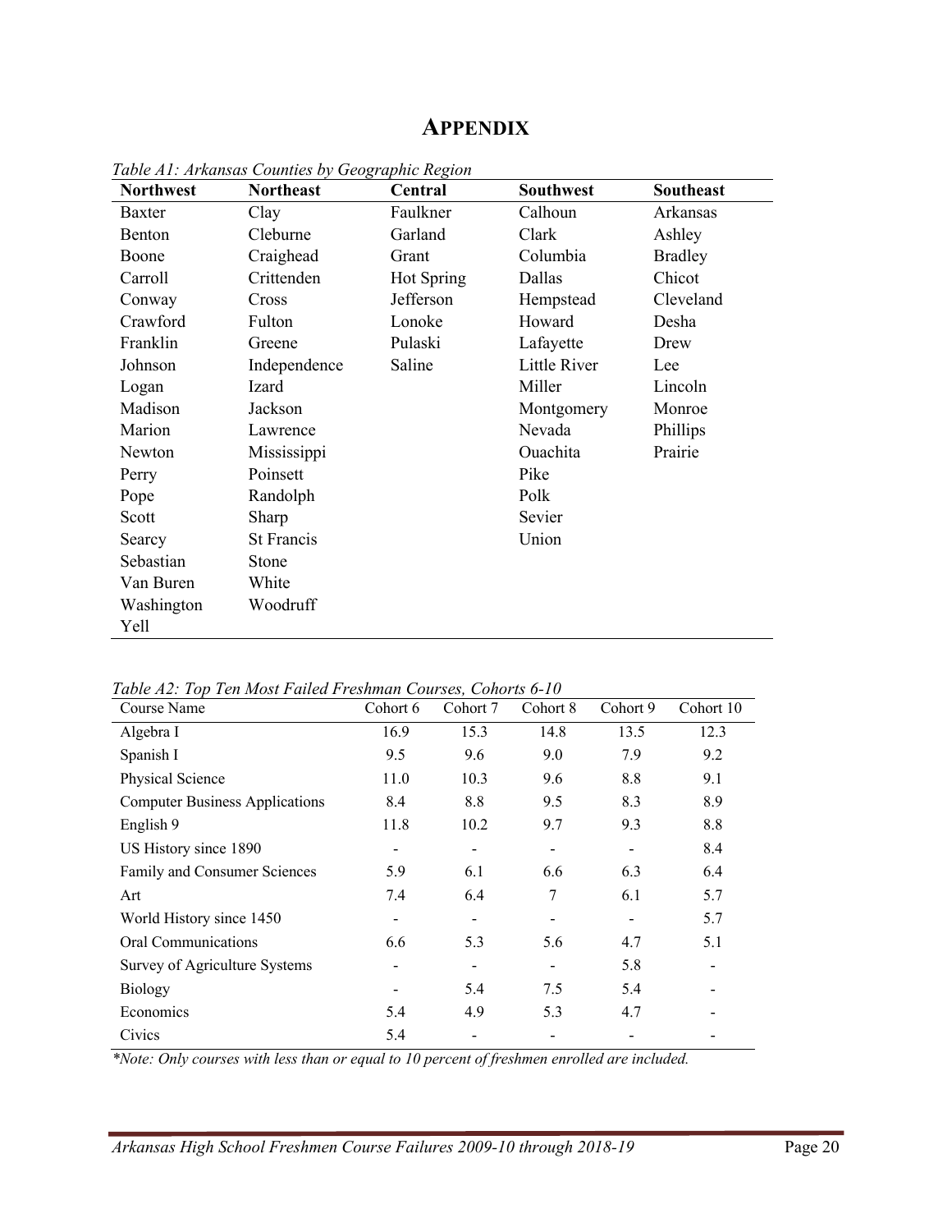# APPENDIX

*Table A1: Arkansas Counties by Geographic Region*

| Northwest | Northeast | Central | Southwest | Southeast |
|---|---|---|---|---|
| Baxter | Clay | Faulkner | Calhoun | Arkansas |
| Benton | Cleburne | Garland | Clark | Ashley |
| Boone | Craighead | Grant | Columbia | Bradley |
| Carroll | Crittenden | Hot Spring | Dallas | Chicot |
| Conway | Cross | Jefferson | Hempstead | Cleveland |
| Crawford | Fulton | Lonoke | Howard | Desha |
| Franklin | Greene | Pulaski | Lafayette | Drew |
| Johnson | Independence | Saline | Little River | Lee |
| Logan | Izard | | Miller | Lincoln |
| Madison | Jackson | | Montgomery | Monroe |
| Marion | Lawrence | | Nevada | Phillips |
| Newton | Mississippi | | Ouachita | Prairie |
| Perry | Poinsett | | Pike | |
| Pope | Randolph | | Polk | |
| Scott | Sharp | | Sevier | |
| Searcy | St Francis | | Union | |
| Sebastian | Stone | | | |
| Van Buren | White | | | |
| Washington | Woodruff | | | |
| Yell | | | | |

*Table A2: Top Ten Most Failed Freshman Courses, Cohorts 6-10*

| Course Name | Cohort 6 | Cohort 7 | Cohort 8 | Cohort 9 | Cohort 10 |
|---|---|---|---|---|---|
| Algebra I | 16.9 | 15.3 | 14.8 | 13.5 | 12.3 |
| Spanish I | 9.5 | 9.6 | 9.0 | 7.9 | 9.2 |
| Physical Science | 11.0 | 10.3 | 9.6 | 8.8 | 9.1 |
| Computer Business Applications | 8.4 | 8.8 | 9.5 | 8.3 | 8.9 |
| English 9 | 11.8 | 10.2 | 9.7 | 9.3 | 8.8 |
| US History since 1890 | - | - | - | - | 8.4 |
| Family and Consumer Sciences | 5.9 | 6.1 | 6.6 | 6.3 | 6.4 |
| Art | 7.4 | 6.4 | 7 | 6.1 | 5.7 |
| World History since 1450 | - | - | - | - | 5.7 |
| Oral Communications | 6.6 | 5.3 | 5.6 | 4.7 | 5.1 |
| Survey of Agriculture Systems | - | - | - | 5.8 | - |
| Biology | - | 5.4 | 7.5 | 5.4 | - |
| Economics | 5.4 | 4.9 | 5.3 | 4.7 | - |
| Civics | 5.4 | - | - | - | - |

*\*Note: Only courses with less than or equal to 10 percent of freshmen enrolled are included.*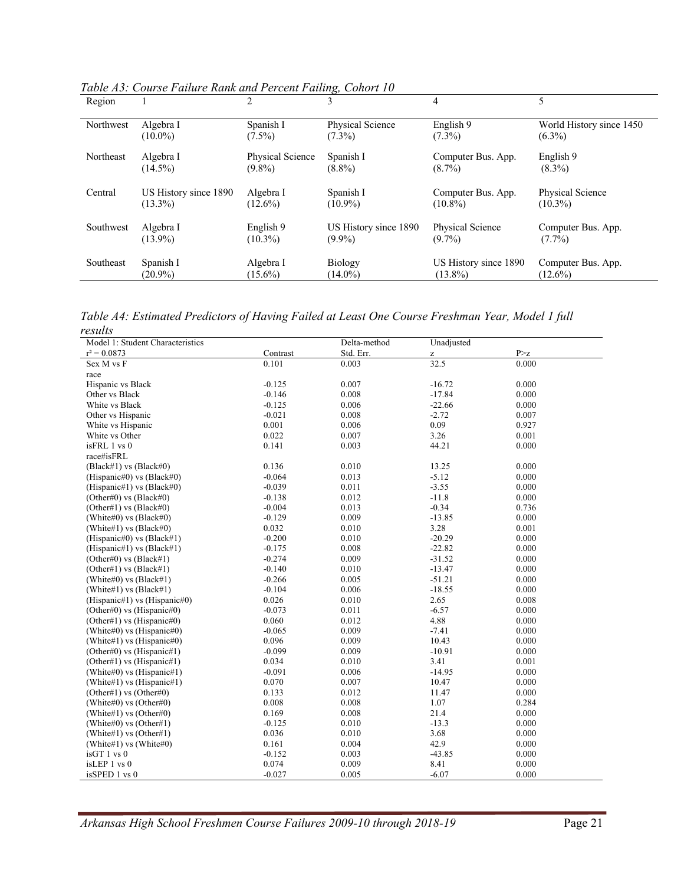*Table A3: Course Failure Rank and Percent Failing, Cohort 10*

| Region | 1 | 2 | 3 | 4 | 5 |
|---|---|---|---|---|---|
| Northwest | Algebra I (10.0%) | Spanish I (7.5%) | Physical Science (7.3%) | English 9 (7.3%) | World History since 1450 (6.3%) |
| Northeast | Algebra I (14.5%) | Physical Science (9.8%) | Spanish I (8.8%) | Computer Bus. App. (8.7%) | English 9 (8.3%) |
| Central | US History since 1890 (13.3%) | Algebra I (12.6%) | Spanish I (10.9%) | Computer Bus. App. (10.8%) | Physical Science (10.3%) |
| Southwest | Algebra I (13.9%) | English 9 (10.3%) | US History since 1890 (9.9%) | Physical Science (9.7%) | Computer Bus. App. (7.7%) |
| Southeast | Spanish I (20.9%) | Algebra I (15.6%) | Biology (14.0%) | US History since 1890 (13.8%) | Computer Bus. App. (12.6%) |

*Table A4: Estimated Predictors of Having Failed at Least One Course Freshman Year, Model 1 full results*

| Model 1: Student Characteristics | | Delta-method | Unadjusted | |
|---|---|---|---|---|
| $r^2 = 0.0873$ | Contrast | Std. Err. | z | P>z |
| Sex M vs F | 0.101 | 0.003 | 32.5 | 0.000 |
| race | | | | |
| Hispanic vs Black | -0.125 | 0.007 | -16.72 | 0.000 |
| Other vs Black | -0.146 | 0.008 | -17.84 | 0.000 |
| White vs Black | -0.125 | 0.006 | -22.66 | 0.000 |
| Other vs Hispanic | -0.021 | 0.008 | -2.72 | 0.007 |
| White vs Hispanic | 0.001 | 0.006 | 0.09 | 0.927 |
| White vs Other | 0.022 | 0.007 | 3.26 | 0.001 |
| isFRL 1 vs 0 | 0.141 | 0.003 | 44.21 | 0.000 |
| race#isFRL | | | | |
| (Black#1) vs (Black#0) | 0.136 | 0.010 | 13.25 | 0.000 |
| (Hispanic#0) vs (Black#0) | -0.064 | 0.013 | -5.12 | 0.000 |
| (Hispanic#1) vs (Black#0) | -0.039 | 0.011 | -3.55 | 0.000 |
| (Other#0) vs (Black#0) | -0.138 | 0.012 | -11.8 | 0.000 |
| (Other#1) vs (Black#0) | -0.004 | 0.013 | -0.34 | 0.736 |
| (White#0) vs (Black#0) | -0.129 | 0.009 | -13.85 | 0.000 |
| (White#1) vs (Black#0) | 0.032 | 0.010 | 3.28 | 0.001 |
| (Hispanic#0) vs (Black#1) | -0.200 | 0.010 | -20.29 | 0.000 |
| (Hispanic#1) vs (Black#1) | -0.175 | 0.008 | -22.82 | 0.000 |
| (Other#0) vs (Black#1) | -0.274 | 0.009 | -31.52 | 0.000 |
| (Other#1) vs (Black#1) | -0.140 | 0.010 | -13.47 | 0.000 |
| (White#0) vs (Black#1) | -0.266 | 0.005 | -51.21 | 0.000 |
| (White#1) vs (Black#1) | -0.104 | 0.006 | -18.55 | 0.000 |
| (Hispanic#1) vs (Hispanic#0) | 0.026 | 0.010 | 2.65 | 0.008 |
| (Other#0) vs (Hispanic#0) | -0.073 | 0.011 | -6.57 | 0.000 |
| (Other#1) vs (Hispanic#0) | 0.060 | 0.012 | 4.88 | 0.000 |
| (White#0) vs (Hispanic#0) | -0.065 | 0.009 | -7.41 | 0.000 |
| (White#1) vs (Hispanic#0) | 0.096 | 0.009 | 10.43 | 0.000 |
| (Other#0) vs (Hispanic#1) | -0.099 | 0.009 | -10.91 | 0.000 |
| (Other#1) vs (Hispanic#1) | 0.034 | 0.010 | 3.41 | 0.001 |
| (White#0) vs (Hispanic#1) | -0.091 | 0.006 | -14.95 | 0.000 |
| (White#1) vs (Hispanic#1) | 0.070 | 0.007 | 10.47 | 0.000 |
| (Other#1) vs (Other#0) | 0.133 | 0.012 | 11.47 | 0.000 |
| (White#0) vs (Other#0) | 0.008 | 0.008 | 1.07 | 0.284 |
| (White#1) vs (Other#0) | 0.169 | 0.008 | 21.4 | 0.000 |
| (White#0) vs (Other#1) | -0.125 | 0.010 | -13.3 | 0.000 |
| (White#1) vs (Other#1) | 0.036 | 0.010 | 3.68 | 0.000 |
| (White#1) vs (White#0) | 0.161 | 0.004 | 42.9 | 0.000 |
| isGT 1 vs 0 | -0.152 | 0.003 | -43.85 | 0.000 |
| isLEP 1 vs 0 | 0.074 | 0.009 | 8.41 | 0.000 |
| isSPED 1 vs 0 | -0.027 | 0.005 | -6.07 | 0.000 |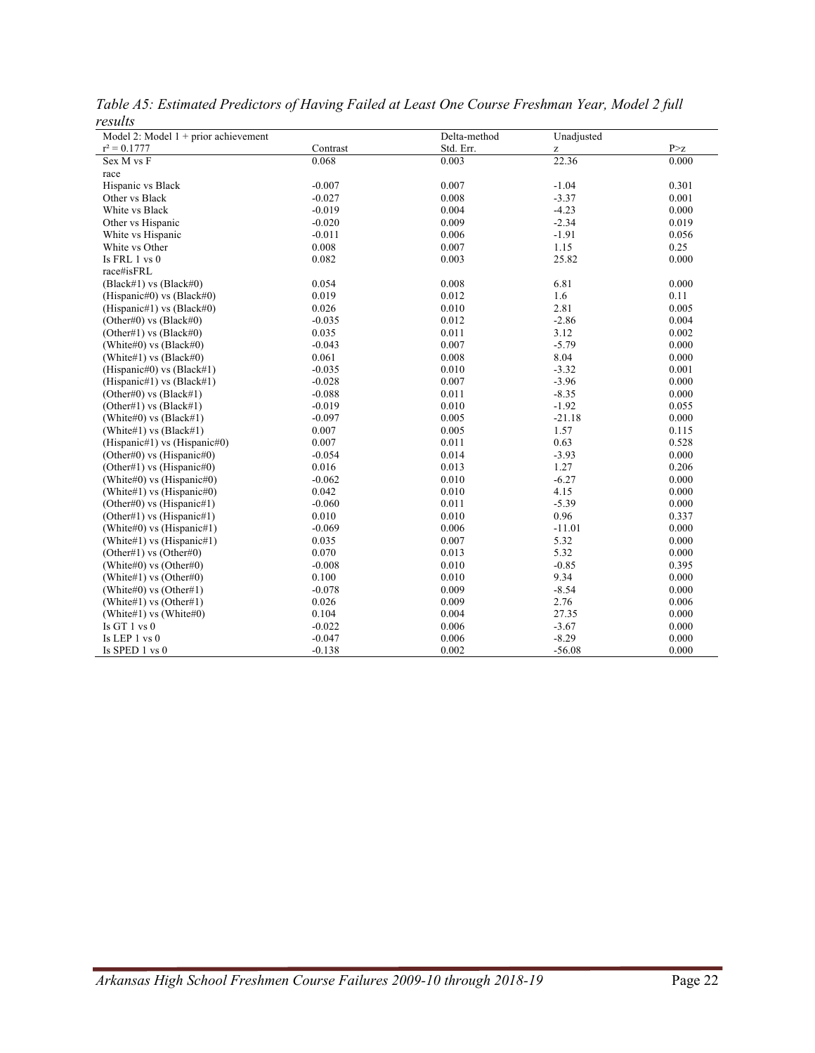*Table A5: Estimated Predictors of Having Failed at Least One Course Freshman Year, Model 2 full results*

| Model 2: Model 1 + prior achievement | | Delta-method | Unadjusted | |
|---|---|---|---|---|
| $r^2 = 0.1777$ | Contrast | Std. Err. | z | P>z |
| Sex M vs F | 0.068 | 0.003 | 22.36 | 0.000 |
| race | | | | |
| Hispanic vs Black | -0.007 | 0.007 | -1.04 | 0.301 |
| Other vs Black | -0.027 | 0.008 | -3.37 | 0.001 |
| White vs Black | -0.019 | 0.004 | -4.23 | 0.000 |
| Other vs Hispanic | -0.020 | 0.009 | -2.34 | 0.019 |
| White vs Hispanic | -0.011 | 0.006 | -1.91 | 0.056 |
| White vs Other | 0.008 | 0.007 | 1.15 | 0.25 |
| Is FRL 1 vs 0 | 0.082 | 0.003 | 25.82 | 0.000 |
| race#isFRL | | | | |
| (Black#1) vs (Black#0) | 0.054 | 0.008 | 6.81 | 0.000 |
| (Hispanic#0) vs (Black#0) | 0.019 | 0.012 | 1.6 | 0.11 |
| (Hispanic#1) vs (Black#0) | 0.026 | 0.010 | 2.81 | 0.005 |
| (Other#0) vs (Black#0) | -0.035 | 0.012 | -2.86 | 0.004 |
| (Other#1) vs (Black#0) | 0.035 | 0.011 | 3.12 | 0.002 |
| (White#0) vs (Black#0) | -0.043 | 0.007 | -5.79 | 0.000 |
| (White#1) vs (Black#0) | 0.061 | 0.008 | 8.04 | 0.000 |
| (Hispanic#0) vs (Black#1) | -0.035 | 0.010 | -3.32 | 0.001 |
| (Hispanic#1) vs (Black#1) | -0.028 | 0.007 | -3.96 | 0.000 |
| (Other#0) vs (Black#1) | -0.088 | 0.011 | -8.35 | 0.000 |
| (Other#1) vs (Black#1) | -0.019 | 0.010 | -1.92 | 0.055 |
| (White#0) vs (Black#1) | -0.097 | 0.005 | -21.18 | 0.000 |
| (White#1) vs (Black#1) | 0.007 | 0.005 | 1.57 | 0.115 |
| (Hispanic#1) vs (Hispanic#0) | 0.007 | 0.011 | 0.63 | 0.528 |
| (Other#0) vs (Hispanic#0) | -0.054 | 0.014 | -3.93 | 0.000 |
| (Other#1) vs (Hispanic#0) | 0.016 | 0.013 | 1.27 | 0.206 |
| (White#0) vs (Hispanic#0) | -0.062 | 0.010 | -6.27 | 0.000 |
| (White#1) vs (Hispanic#0) | 0.042 | 0.010 | 4.15 | 0.000 |
| (Other#0) vs (Hispanic#1) | -0.060 | 0.011 | -5.39 | 0.000 |
| (Other#1) vs (Hispanic#1) | 0.010 | 0.010 | 0.96 | 0.337 |
| (White#0) vs (Hispanic#1) | -0.069 | 0.006 | -11.01 | 0.000 |
| (White#1) vs (Hispanic#1) | 0.035 | 0.007 | 5.32 | 0.000 |
| (Other#1) vs (Other#0) | 0.070 | 0.013 | 5.32 | 0.000 |
| (White#0) vs (Other#0) | -0.008 | 0.010 | -0.85 | 0.395 |
| (White#1) vs (Other#0) | 0.100 | 0.010 | 9.34 | 0.000 |
| (White#0) vs (Other#1) | -0.078 | 0.009 | -8.54 | 0.000 |
| (White#1) vs (Other#1) | 0.026 | 0.009 | 2.76 | 0.006 |
| (White#1) vs (White#0) | 0.104 | 0.004 | 27.35 | 0.000 |
| Is GT 1 vs 0 | -0.022 | 0.006 | -3.67 | 0.000 |
| Is LEP 1 vs 0 | -0.047 | 0.006 | -8.29 | 0.000 |
| Is SPED 1 vs 0 | -0.138 | 0.002 | -56.08 | 0.000 |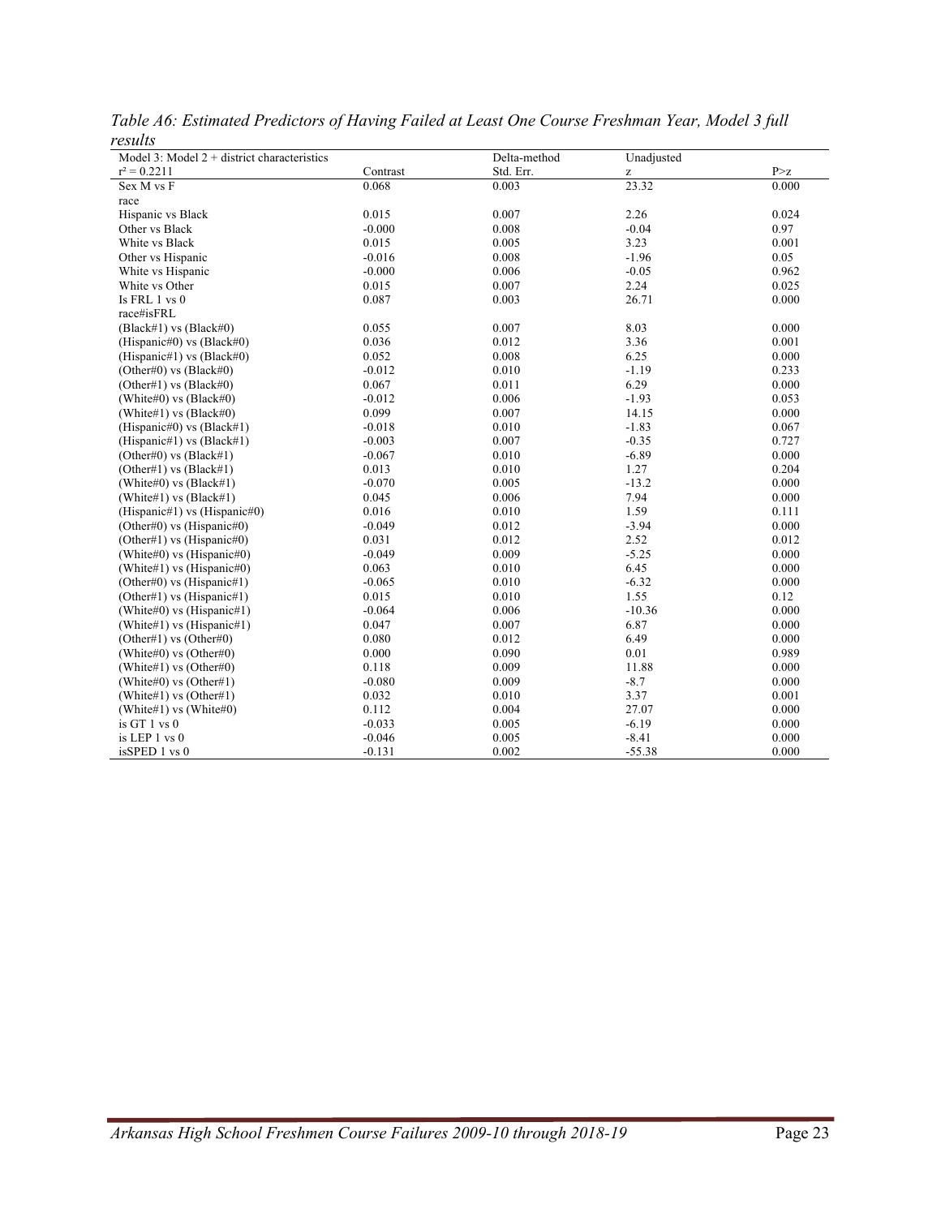*Table A6: Estimated Predictors of Having Failed at Least One Course Freshman Year, Model 3 full results*

| Model 3: Model 2 + district characteristics | | Delta-method | Unadjusted | |
|---|---|---|---|---|
| $r^2 = 0.2211$ | Contrast | Std. Err. | z | P>z |
| Sex M vs F | 0.068 | 0.003 | 23.32 | 0.000 |
| race | | | | |
| Hispanic vs Black | 0.015 | 0.007 | 2.26 | 0.024 |
| Other vs Black | -0.000 | 0.008 | -0.04 | 0.97 |
| White vs Black | 0.015 | 0.005 | 3.23 | 0.001 |
| Other vs Hispanic | -0.016 | 0.008 | -1.96 | 0.05 |
| White vs Hispanic | -0.000 | 0.006 | -0.05 | 0.962 |
| White vs Other | 0.015 | 0.007 | 2.24 | 0.025 |
| Is FRL 1 vs 0 | 0.087 | 0.003 | 26.71 | 0.000 |
| race#isFRL | | | | |
| (Black#1) vs (Black#0) | 0.055 | 0.007 | 8.03 | 0.000 |
| (Hispanic#0) vs (Black#0) | 0.036 | 0.012 | 3.36 | 0.001 |
| (Hispanic#1) vs (Black#0) | 0.052 | 0.008 | 6.25 | 0.000 |
| (Other#0) vs (Black#0) | -0.012 | 0.010 | -1.19 | 0.233 |
| (Other#1) vs (Black#0) | 0.067 | 0.011 | 6.29 | 0.000 |
| (White#0) vs (Black#0) | -0.012 | 0.006 | -1.93 | 0.053 |
| (White#1) vs (Black#0) | 0.099 | 0.007 | 14.15 | 0.000 |
| (Hispanic#0) vs (Black#1) | -0.018 | 0.010 | -1.83 | 0.067 |
| (Hispanic#1) vs (Black#1) | -0.003 | 0.007 | -0.35 | 0.727 |
| (Other#0) vs (Black#1) | -0.067 | 0.010 | -6.89 | 0.000 |
| (Other#1) vs (Black#1) | 0.013 | 0.010 | 1.27 | 0.204 |
| (White#0) vs (Black#1) | -0.070 | 0.005 | -13.2 | 0.000 |
| (White#1) vs (Black#1) | 0.045 | 0.006 | 7.94 | 0.000 |
| (Hispanic#1) vs (Hispanic#0) | 0.016 | 0.010 | 1.59 | 0.111 |
| (Other#0) vs (Hispanic#0) | -0.049 | 0.012 | -3.94 | 0.000 |
| (Other#1) vs (Hispanic#0) | 0.031 | 0.012 | 2.52 | 0.012 |
| (White#0) vs (Hispanic#0) | -0.049 | 0.009 | -5.25 | 0.000 |
| (White#1) vs (Hispanic#0) | 0.063 | 0.010 | 6.45 | 0.000 |
| (Other#0) vs (Hispanic#1) | -0.065 | 0.010 | -6.32 | 0.000 |
| (Other#1) vs (Hispanic#1) | 0.015 | 0.010 | 1.55 | 0.12 |
| (White#0) vs (Hispanic#1) | -0.064 | 0.006 | -10.36 | 0.000 |
| (White#1) vs (Hispanic#1) | 0.047 | 0.007 | 6.87 | 0.000 |
| (Other#1) vs (Other#0) | 0.080 | 0.012 | 6.49 | 0.000 |
| (White#0) vs (Other#0) | 0.000 | 0.090 | 0.01 | 0.989 |
| (White#1) vs (Other#0) | 0.118 | 0.009 | 11.88 | 0.000 |
| (White#0) vs (Other#1) | -0.080 | 0.009 | -8.7 | 0.000 |
| (White#1) vs (Other#1) | 0.032 | 0.010 | 3.37 | 0.001 |
| (White#1) vs (White#0) | 0.112 | 0.004 | 27.07 | 0.000 |
| is GT 1 vs 0 | -0.033 | 0.005 | -6.19 | 0.000 |
| is LEP 1 vs 0 | -0.046 | 0.005 | -8.41 | 0.000 |
| isSPED 1 vs 0 | -0.131 | 0.002 | -55.38 | 0.000 |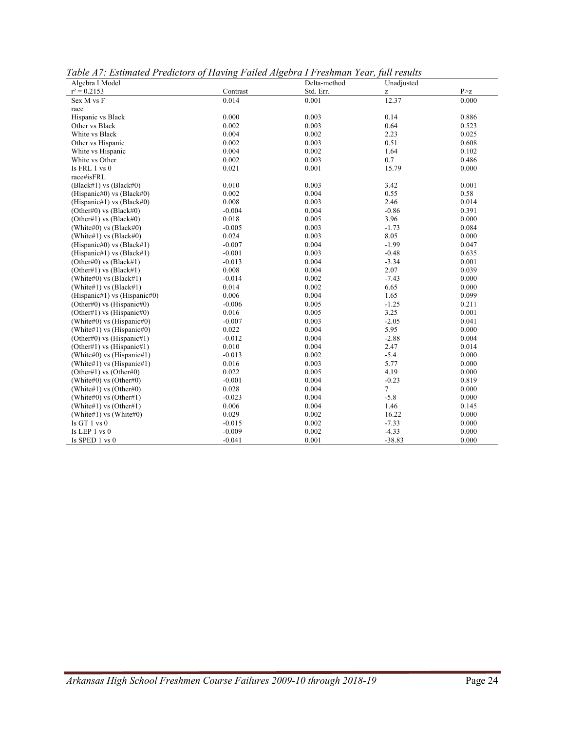*Table A7: Estimated Predictors of Having Failed Algebra I Freshman Year, full results*

| Algebra I Model | | Delta-method | Unadjusted | |
|---|---|---|---|---|
| $r^2 = 0.2153$ | Contrast | Std. Err. | z | P>z |
| Sex M vs F | 0.014 | 0.001 | 12.37 | 0.000 |
| race | | | | |
| Hispanic vs Black | 0.000 | 0.003 | 0.14 | 0.886 |
| Other vs Black | 0.002 | 0.003 | 0.64 | 0.523 |
| White vs Black | 0.004 | 0.002 | 2.23 | 0.025 |
| Other vs Hispanic | 0.002 | 0.003 | 0.51 | 0.608 |
| White vs Hispanic | 0.004 | 0.002 | 1.64 | 0.102 |
| White vs Other | 0.002 | 0.003 | 0.7 | 0.486 |
| Is FRL 1 vs 0 | 0.021 | 0.001 | 15.79 | 0.000 |
| race#isFRL | | | | |
| (Black#1) vs (Black#0) | 0.010 | 0.003 | 3.42 | 0.001 |
| (Hispanic#0) vs (Black#0) | 0.002 | 0.004 | 0.55 | 0.58 |
| (Hispanic#1) vs (Black#0) | 0.008 | 0.003 | 2.46 | 0.014 |
| (Other#0) vs (Black#0) | -0.004 | 0.004 | -0.86 | 0.391 |
| (Other#1) vs (Black#0) | 0.018 | 0.005 | 3.96 | 0.000 |
| (White#0) vs (Black#0) | -0.005 | 0.003 | -1.73 | 0.084 |
| (White#1) vs (Black#0) | 0.024 | 0.003 | 8.05 | 0.000 |
| (Hispanic#0) vs (Black#1) | -0.007 | 0.004 | -1.99 | 0.047 |
| (Hispanic#1) vs (Black#1) | -0.001 | 0.003 | -0.48 | 0.635 |
| (Other#0) vs (Black#1) | -0.013 | 0.004 | -3.34 | 0.001 |
| (Other#1) vs (Black#1) | 0.008 | 0.004 | 2.07 | 0.039 |
| (White#0) vs (Black#1) | -0.014 | 0.002 | -7.43 | 0.000 |
| (White#1) vs (Black#1) | 0.014 | 0.002 | 6.65 | 0.000 |
| (Hispanic#1) vs (Hispanic#0) | 0.006 | 0.004 | 1.65 | 0.099 |
| (Other#0) vs (Hispanic#0) | -0.006 | 0.005 | -1.25 | 0.211 |
| (Other#1) vs (Hispanic#0) | 0.016 | 0.005 | 3.25 | 0.001 |
| (White#0) vs (Hispanic#0) | -0.007 | 0.003 | -2.05 | 0.041 |
| (White#1) vs (Hispanic#0) | 0.022 | 0.004 | 5.95 | 0.000 |
| (Other#0) vs (Hispanic#1) | -0.012 | 0.004 | -2.88 | 0.004 |
| (Other#1) vs (Hispanic#1) | 0.010 | 0.004 | 2.47 | 0.014 |
| (White#0) vs (Hispanic#1) | -0.013 | 0.002 | -5.4 | 0.000 |
| (White#1) vs (Hispanic#1) | 0.016 | 0.003 | 5.77 | 0.000 |
| (Other#1) vs (Other#0) | 0.022 | 0.005 | 4.19 | 0.000 |
| (White#0) vs (Other#0) | -0.001 | 0.004 | -0.23 | 0.819 |
| (White#1) vs (Other#0) | 0.028 | 0.004 | 7 | 0.000 |
| (White#0) vs (Other#1) | -0.023 | 0.004 | -5.8 | 0.000 |
| (White#1) vs (Other#1) | 0.006 | 0.004 | 1.46 | 0.145 |
| (White#1) vs (White#0) | 0.029 | 0.002 | 16.22 | 0.000 |
| Is GT 1 vs 0 | -0.015 | 0.002 | -7.33 | 0.000 |
| Is LEP 1 vs 0 | -0.009 | 0.002 | -4.33 | 0.000 |
| Is SPED 1 vs 0 | -0.041 | 0.001 | -38.83 | 0.000 |